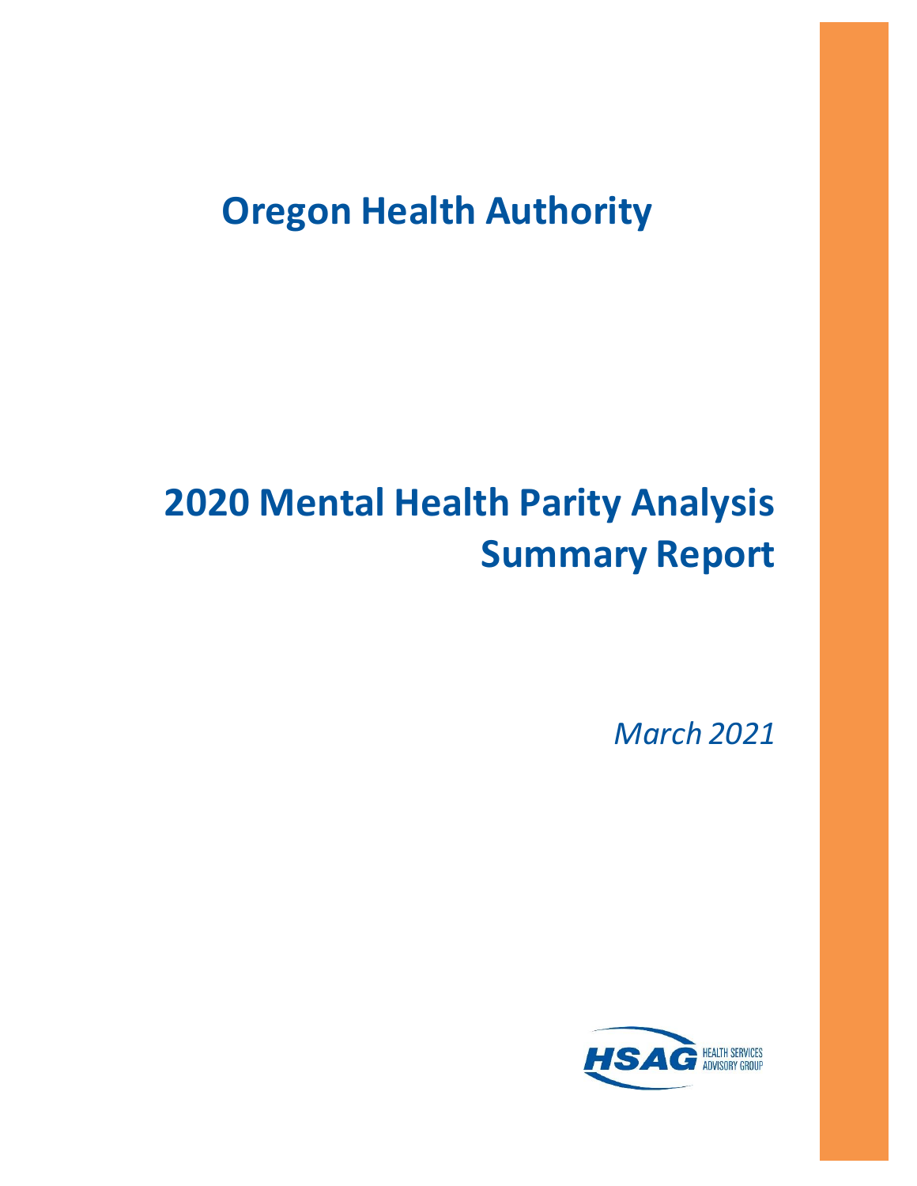# Oregon Health Authority

# 2020 Mental Health Parity Analysis Summary Report

*March 2021*

HSAG HEALTH SERVICES ADVISORY GROUP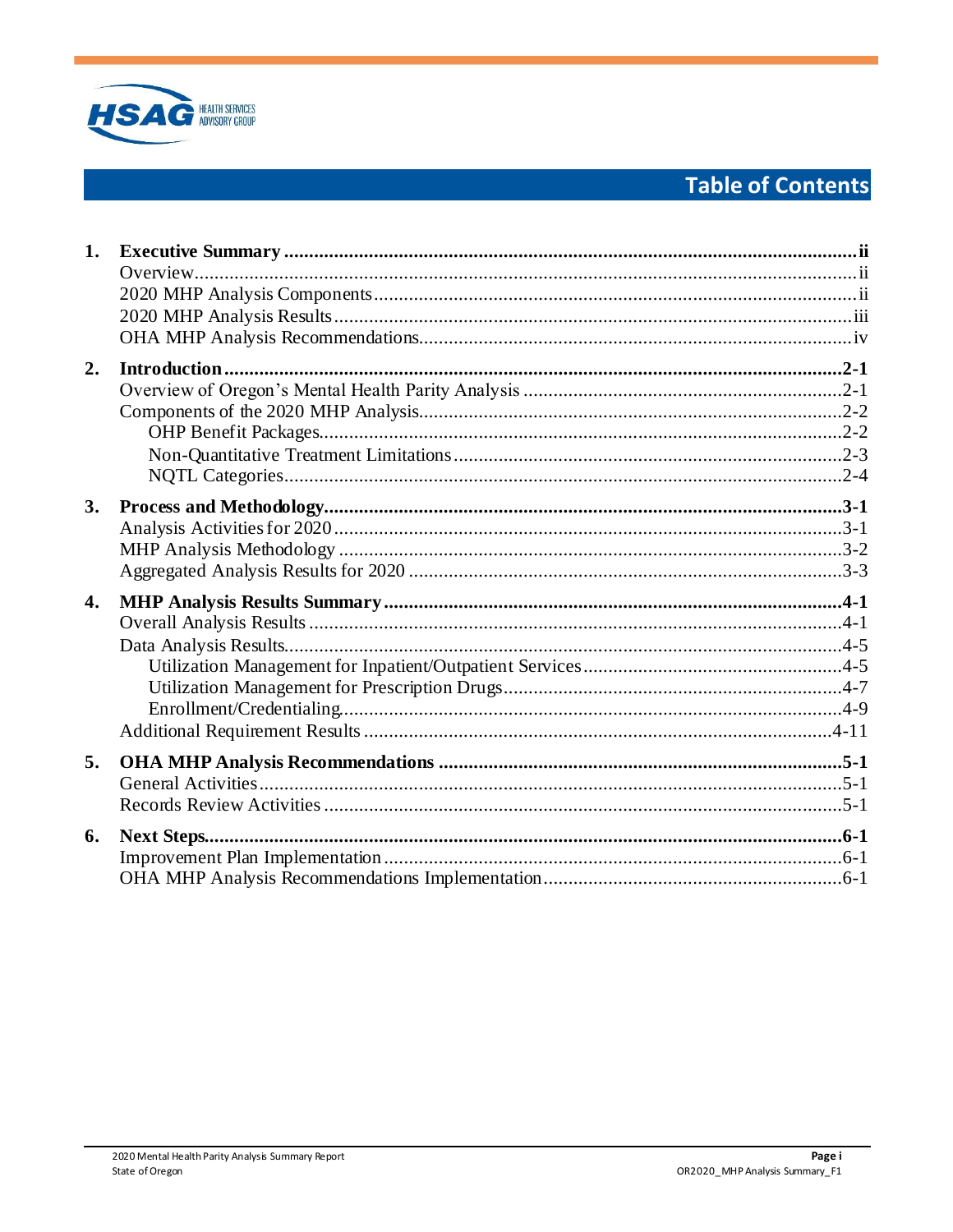# Table of Contents

1. **Executive Summary** ..... ii
   - Overview ..... ii
   - 2020 MHP Analysis Components ..... ii
   - 2020 MHP Analysis Results ..... iii
   - OHA MHP Analysis Recommendations ..... iv
2. **Introduction** ..... 2-1
   - Overview of Oregon's Mental Health Parity Analysis ..... 2-1
   - Components of the 2020 MHP Analysis ..... 2-2
     - OHP Benefit Packages ..... 2-2
     - Non-Quantitative Treatment Limitations ..... 2-3
     - NQTL Categories ..... 2-4
3. **Process and Methodology** ..... 3-1
   - Analysis Activities for 2020 ..... 3-1
   - MHP Analysis Methodology ..... 3-2
   - Aggregated Analysis Results for 2020 ..... 3-3
4. **MHP Analysis Results Summary** ..... 4-1
   - Overall Analysis Results ..... 4-1
   - Data Analysis Results ..... 4-5
     - Utilization Management for Inpatient/Outpatient Services ..... 4-5
     - Utilization Management for Prescription Drugs ..... 4-7
     - Enrollment/Credentialing ..... 4-9
   - Additional Requirement Results ..... 4-11
5. **OHA MHP Analysis Recommendations** ..... 5-1
   - General Activities ..... 5-1
   - Records Review Activities ..... 5-1
6. **Next Steps** ..... 6-1
   - Improvement Plan Implementation ..... 6-1
   - OHA MHP Analysis Recommendations Implementation ..... 6-1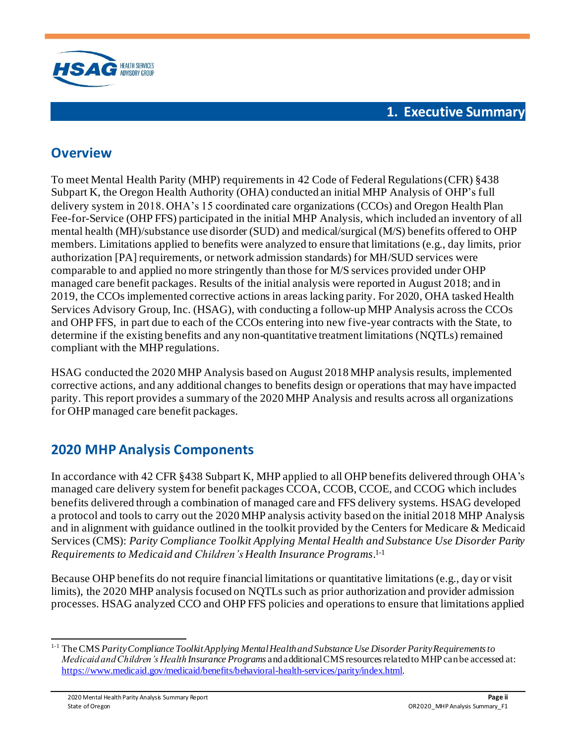# 1. Executive Summary

## Overview

To meet Mental Health Parity (MHP) requirements in 42 Code of Federal Regulations (CFR) §438 Subpart K, the Oregon Health Authority (OHA) conducted an initial MHP Analysis of OHP's full delivery system in 2018. OHA's 15 coordinated care organizations (CCOs) and Oregon Health Plan Fee-for-Service (OHP FFS) participated in the initial MHP Analysis, which included an inventory of all mental health (MH)/substance use disorder (SUD) and medical/surgical (M/S) benefits offered to OHP members. Limitations applied to benefits were analyzed to ensure that limitations (e.g., day limits, prior authorization [PA] requirements, or network admission standards) for MH/SUD services were comparable to and applied no more stringently than those for M/S services provided under OHP managed care benefit packages. Results of the initial analysis were reported in August 2018; and in 2019, the CCOs implemented corrective actions in areas lacking parity. For 2020, OHA tasked Health Services Advisory Group, Inc. (HSAG), with conducting a follow-up MHP Analysis across the CCOs and OHP FFS, in part due to each of the CCOs entering into new five-year contracts with the State, to determine if the existing benefits and any non-quantitative treatment limitations (NQTLs) remained compliant with the MHP regulations.

HSAG conducted the 2020 MHP Analysis based on August 2018 MHP analysis results, implemented corrective actions, and any additional changes to benefits design or operations that may have impacted parity. This report provides a summary of the 2020 MHP Analysis and results across all organizations for OHP managed care benefit packages.

## 2020 MHP Analysis Components

In accordance with 42 CFR §438 Subpart K, MHP applied to all OHP benefits delivered through OHA's managed care delivery system for benefit packages CCOA, CCOB, CCOE, and CCOG which includes benefits delivered through a combination of managed care and FFS delivery systems. HSAG developed a protocol and tools to carry out the 2020 MHP analysis activity based on the initial 2018 MHP Analysis and in alignment with guidance outlined in the toolkit provided by the Centers for Medicare & Medicaid Services (CMS): *Parity Compliance Toolkit Applying Mental Health and Substance Use Disorder Parity Requirements to Medicaid and Children's Health Insurance Programs*.[1-1]

Because OHP benefits do not require financial limitations or quantitative limitations (e.g., day or visit limits), the 2020 MHP analysis focused on NQTLs such as prior authorization and provider admission processes. HSAG analyzed CCO and OHP FFS policies and operations to ensure that limitations applied

---

[1-1] The CMS *Parity Compliance Toolkit Applying Mental Health and Substance Use Disorder Parity Requirements to Medicaid and Children's Health Insurance Programs* and additional CMS resources related to MHP can be accessed at: https://www.medicaid.gov/medicaid/benefits/behavioral-health-services/parity/index.html.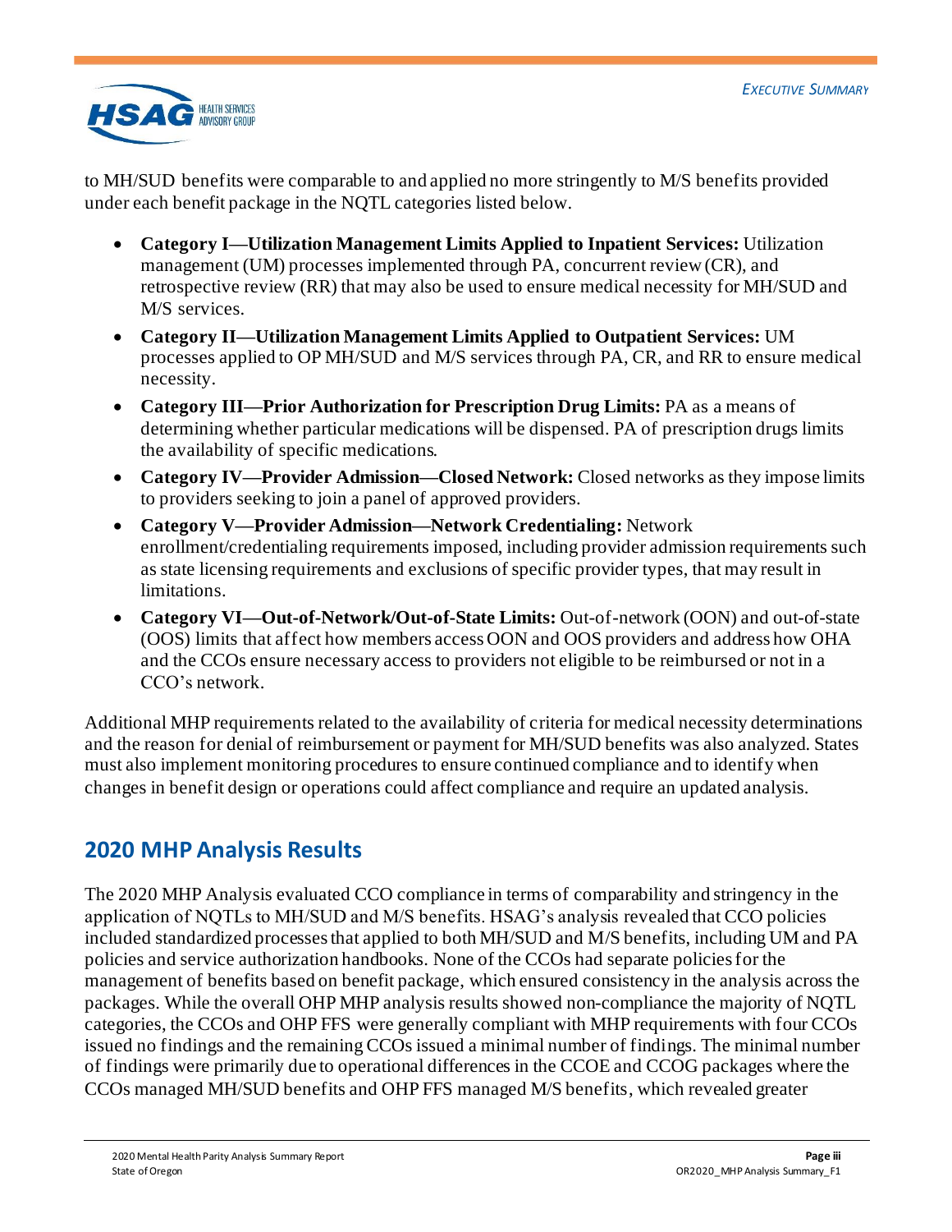to MH/SUD benefits were comparable to and applied no more stringently to M/S benefits provided under each benefit package in the NQTL categories listed below.

- **Category I—Utilization Management Limits Applied to Inpatient Services:** Utilization management (UM) processes implemented through PA, concurrent review (CR), and retrospective review (RR) that may also be used to ensure medical necessity for MH/SUD and M/S services.
- **Category II—Utilization Management Limits Applied to Outpatient Services:** UM processes applied to OP MH/SUD and M/S services through PA, CR, and RR to ensure medical necessity.
- **Category III—Prior Authorization for Prescription Drug Limits:** PA as a means of determining whether particular medications will be dispensed. PA of prescription drugs limits the availability of specific medications.
- **Category IV—Provider Admission—Closed Network:** Closed networks as they impose limits to providers seeking to join a panel of approved providers.
- **Category V—Provider Admission—Network Credentialing:** Network enrollment/credentialing requirements imposed, including provider admission requirements such as state licensing requirements and exclusions of specific provider types, that may result in limitations.
- **Category VI—Out-of-Network/Out-of-State Limits:** Out-of-network (OON) and out-of-state (OOS) limits that affect how members access OON and OOS providers and address how OHA and the CCOs ensure necessary access to providers not eligible to be reimbursed or not in a CCO's network.

Additional MHP requirements related to the availability of criteria for medical necessity determinations and the reason for denial of reimbursement or payment for MH/SUD benefits was also analyzed. States must also implement monitoring procedures to ensure continued compliance and to identify when changes in benefit design or operations could affect compliance and require an updated analysis.

## 2020 MHP Analysis Results

The 2020 MHP Analysis evaluated CCO compliance in terms of comparability and stringency in the application of NQTLs to MH/SUD and M/S benefits. HSAG's analysis revealed that CCO policies included standardized processes that applied to both MH/SUD and M/S benefits, including UM and PA policies and service authorization handbooks. None of the CCOs had separate policies for the management of benefits based on benefit package, which ensured consistency in the analysis across the packages. While the overall OHP MHP analysis results showed non-compliance the majority of NQTL categories, the CCOs and OHP FFS were generally compliant with MHP requirements with four CCOs issued no findings and the remaining CCOs issued a minimal number of findings. The minimal number of findings were primarily due to operational differences in the CCOE and CCOG packages where the CCOs managed MH/SUD benefits and OHP FFS managed M/S benefits, which revealed greater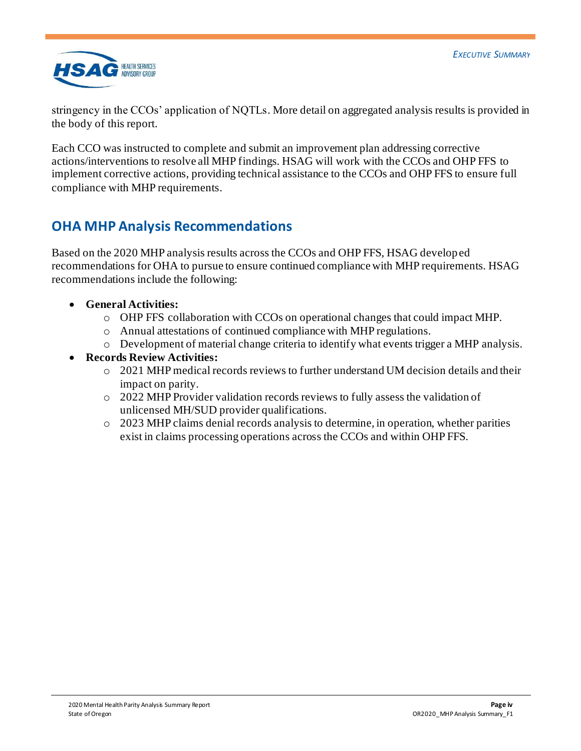stringency in the CCOs' application of NQTLs. More detail on aggregated analysis results is provided in the body of this report.

Each CCO was instructed to complete and submit an improvement plan addressing corrective actions/interventions to resolve all MHP findings. HSAG will work with the CCOs and OHP FFS to implement corrective actions, providing technical assistance to the CCOs and OHP FFS to ensure full compliance with MHP requirements.

## OHA MHP Analysis Recommendations

Based on the 2020 MHP analysis results across the CCOs and OHP FFS, HSAG developed recommendations for OHA to pursue to ensure continued compliance with MHP requirements. HSAG recommendations include the following:

- **General Activities:**
  - OHP FFS collaboration with CCOs on operational changes that could impact MHP.
  - Annual attestations of continued compliance with MHP regulations.
  - Development of material change criteria to identify what events trigger a MHP analysis.
- **Records Review Activities:**
  - 2021 MHP medical records reviews to further understand UM decision details and their impact on parity.
  - 2022 MHP Provider validation records reviews to fully assess the validation of unlicensed MH/SUD provider qualifications.
  - 2023 MHP claims denial records analysis to determine, in operation, whether parities exist in claims processing operations across the CCOs and within OHP FFS.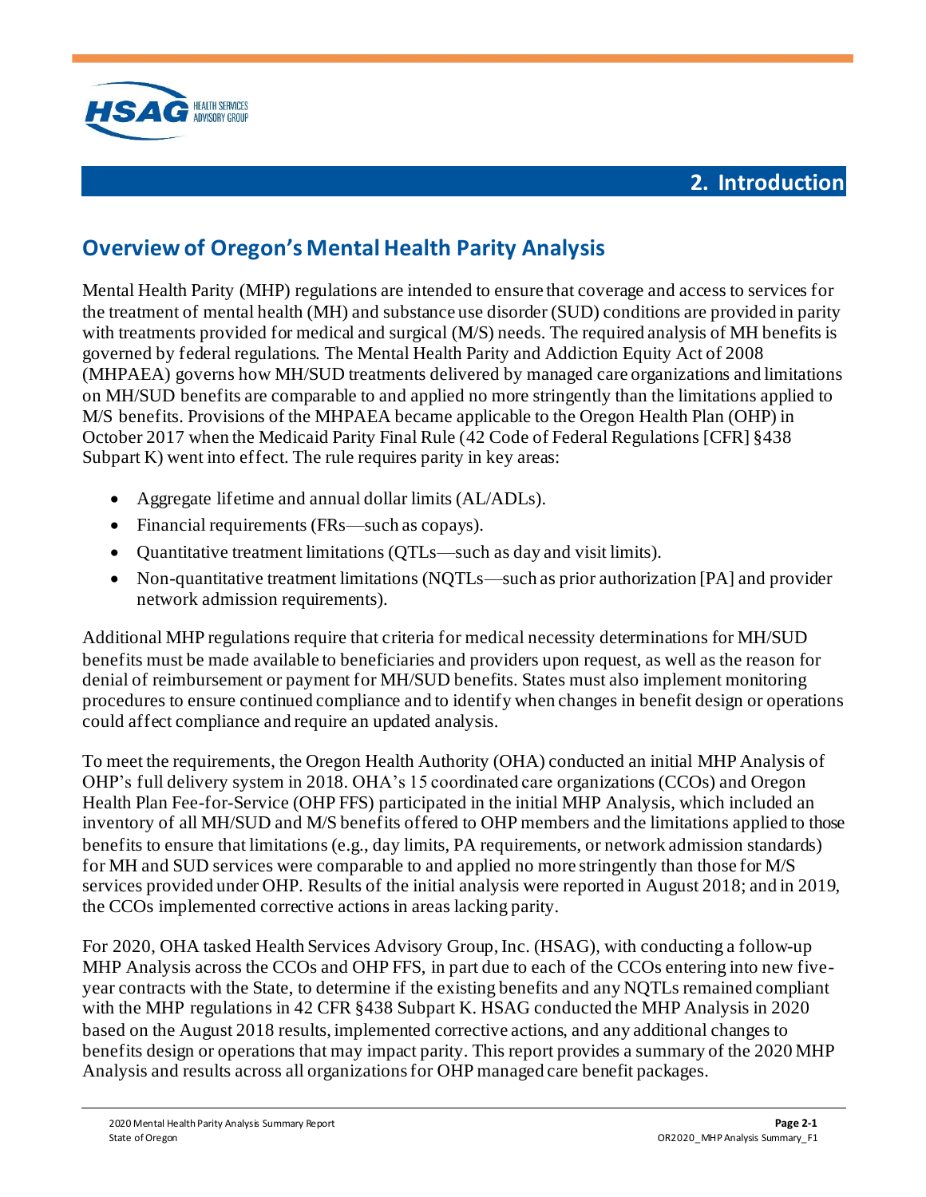# 2. Introduction

## Overview of Oregon's Mental Health Parity Analysis

Mental Health Parity (MHP) regulations are intended to ensure that coverage and access to services for the treatment of mental health (MH) and substance use disorder (SUD) conditions are provided in parity with treatments provided for medical and surgical (M/S) needs. The required analysis of MH benefits is governed by federal regulations. The Mental Health Parity and Addiction Equity Act of 2008 (MHPAEA) governs how MH/SUD treatments delivered by managed care organizations and limitations on MH/SUD benefits are comparable to and applied no more stringently than the limitations applied to M/S benefits. Provisions of the MHPAEA became applicable to the Oregon Health Plan (OHP) in October 2017 when the Medicaid Parity Final Rule (42 Code of Federal Regulations [CFR] §438 Subpart K) went into effect. The rule requires parity in key areas:

- Aggregate lifetime and annual dollar limits (AL/ADLs).
- Financial requirements (FRs—such as copays).
- Quantitative treatment limitations (QTLs—such as day and visit limits).
- Non-quantitative treatment limitations (NQTLs—such as prior authorization [PA] and provider network admission requirements).

Additional MHP regulations require that criteria for medical necessity determinations for MH/SUD benefits must be made available to beneficiaries and providers upon request, as well as the reason for denial of reimbursement or payment for MH/SUD benefits. States must also implement monitoring procedures to ensure continued compliance and to identify when changes in benefit design or operations could affect compliance and require an updated analysis.

To meet the requirements, the Oregon Health Authority (OHA) conducted an initial MHP Analysis of OHP's full delivery system in 2018. OHA's 15 coordinated care organizations (CCOs) and Oregon Health Plan Fee-for-Service (OHP FFS) participated in the initial MHP Analysis, which included an inventory of all MH/SUD and M/S benefits offered to OHP members and the limitations applied to those benefits to ensure that limitations (e.g., day limits, PA requirements, or network admission standards) for MH and SUD services were comparable to and applied no more stringently than those for M/S services provided under OHP. Results of the initial analysis were reported in August 2018; and in 2019, the CCOs implemented corrective actions in areas lacking parity.

For 2020, OHA tasked Health Services Advisory Group, Inc. (HSAG), with conducting a follow-up MHP Analysis across the CCOs and OHP FFS, in part due to each of the CCOs entering into new five-year contracts with the State, to determine if the existing benefits and any NQTLs remained compliant with the MHP regulations in 42 CFR §438 Subpart K. HSAG conducted the MHP Analysis in 2020 based on the August 2018 results, implemented corrective actions, and any additional changes to benefits design or operations that may impact parity. This report provides a summary of the 2020 MHP Analysis and results across all organizations for OHP managed care benefit packages.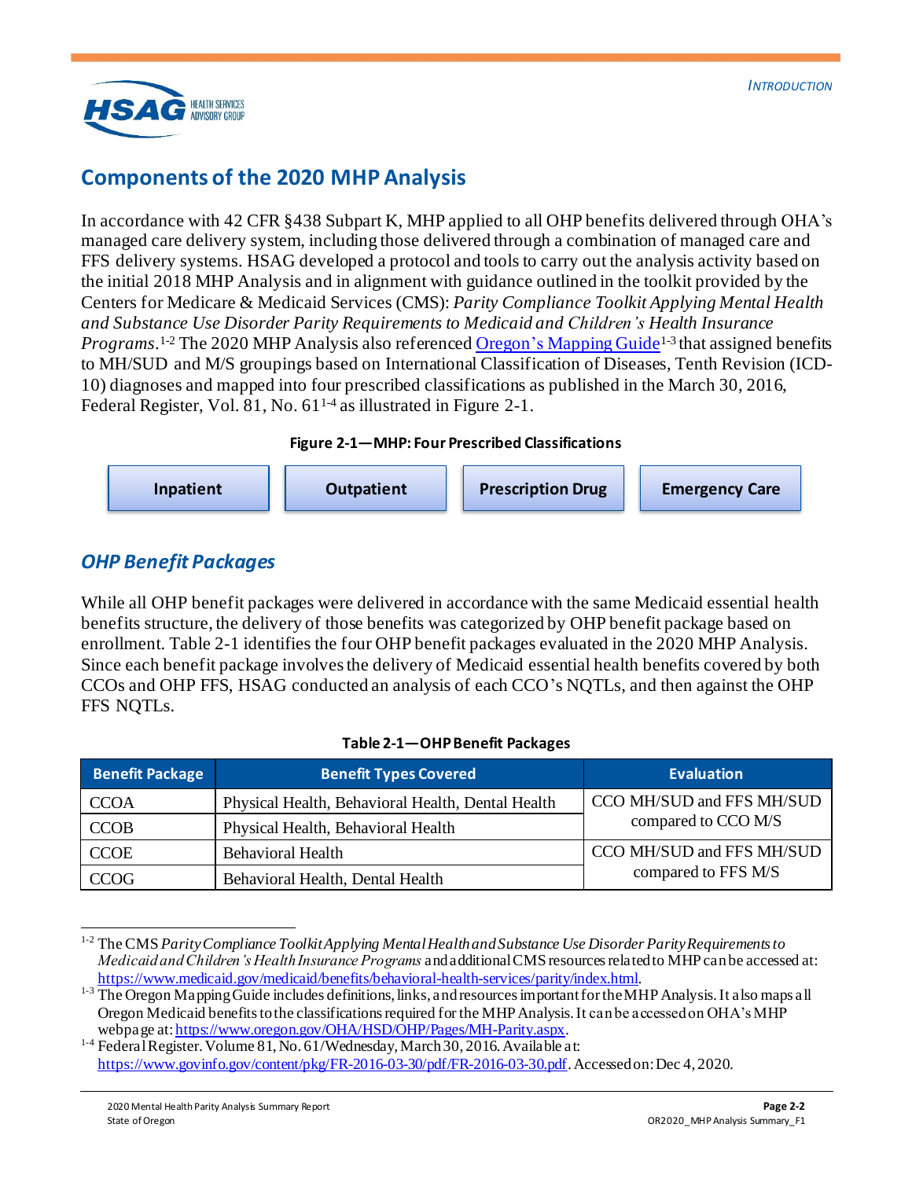## Components of the 2020 MHP Analysis

In accordance with 42 CFR §438 Subpart K, MHP applied to all OHP benefits delivered through OHA's managed care delivery system, including those delivered through a combination of managed care and FFS delivery systems. HSAG developed a protocol and tools to carry out the analysis activity based on the initial 2018 MHP Analysis and in alignment with guidance outlined in the toolkit provided by the Centers for Medicare & Medicaid Services (CMS): *Parity Compliance Toolkit Applying Mental Health and Substance Use Disorder Parity Requirements to Medicaid and Children's Health Insurance Programs*.[1-2] The 2020 MHP Analysis also referenced Oregon's Mapping Guide[1-3] that assigned benefits to MH/SUD and M/S groupings based on International Classification of Diseases, Tenth Revision (ICD-10) diagnoses and mapped into four prescribed classifications as published in the March 30, 2016, Federal Register, Vol. 81, No. 61[1-4] as illustrated in Figure 2-1.

**Figure 2-1—MHP: Four Prescribed Classifications**

| Inpatient | Outpatient | Prescription Drug | Emergency Care |
|---|---|---|---|

### *OHP Benefit Packages*

While all OHP benefit packages were delivered in accordance with the same Medicaid essential health benefits structure, the delivery of those benefits was categorized by OHP benefit package based on enrollment. Table 2-1 identifies the four OHP benefit packages evaluated in the 2020 MHP Analysis. Since each benefit package involves the delivery of Medicaid essential health benefits covered by both CCOs and OHP FFS, HSAG conducted an analysis of each CCO's NQTLs, and then against the OHP FFS NQTLs.

**Table 2-1—OHP Benefit Packages**

| Benefit Package | Benefit Types Covered | Evaluation |
|---|---|---|
| CCOA | Physical Health, Behavioral Health, Dental Health | CCO MH/SUD and FFS MH/SUD compared to CCO M/S |
| CCOB | Physical Health, Behavioral Health | |
| CCOE | Behavioral Health | CCO MH/SUD and FFS MH/SUD compared to FFS M/S |
| CCOG | Behavioral Health, Dental Health | |

[1-2] The CMS *Parity Compliance Toolkit Applying Mental Health and Substance Use Disorder Parity Requirements to Medicaid and Children's Health Insurance Programs* and additional CMS resources related to MHP can be accessed at: https://www.medicaid.gov/medicaid/benefits/behavioral-health-services/parity/index.html.

[1-3] The Oregon Mapping Guide includes definitions, links, and resources important for the MHP Analysis. It also maps all Oregon Medicaid benefits to the classifications required for the MHP Analysis. It can be accessed on OHA's MHP webpage at: https://www.oregon.gov/OHA/HSD/OHP/Pages/MH-Parity.aspx.

[1-4] Federal Register. Volume 81, No. 61/Wednesday, March 30, 2016. Available at: https://www.govinfo.gov/content/pkg/FR-2016-03-30/pdf/FR-2016-03-30.pdf. Accessed on: Dec 4, 2020.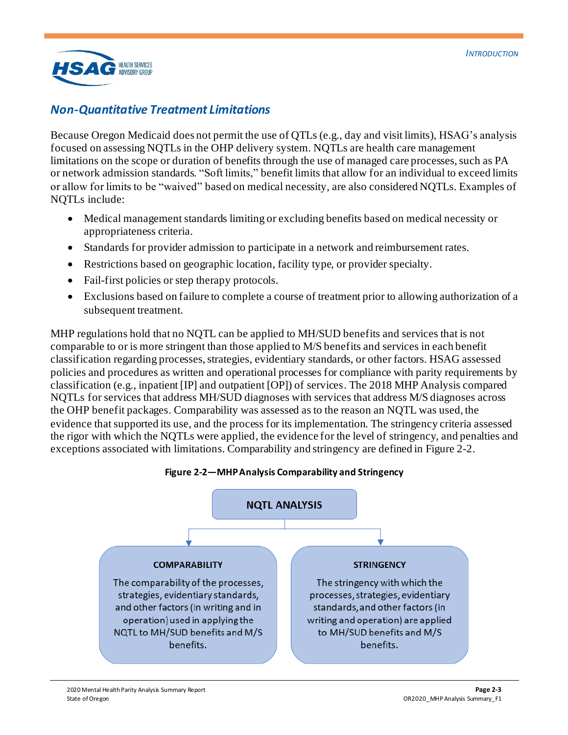## Non-Quantitative Treatment Limitations

Because Oregon Medicaid does not permit the use of QTLs (e.g., day and visit limits), HSAG's analysis focused on assessing NQTLs in the OHP delivery system. NQTLs are health care management limitations on the scope or duration of benefits through the use of managed care processes, such as PA or network admission standards. "Soft limits," benefit limits that allow for an individual to exceed limits or allow for limits to be "waived" based on medical necessity, are also considered NQTLs. Examples of NQTLs include:

- Medical management standards limiting or excluding benefits based on medical necessity or appropriateness criteria.
- Standards for provider admission to participate in a network and reimbursement rates.
- Restrictions based on geographic location, facility type, or provider specialty.
- Fail-first policies or step therapy protocols.
- Exclusions based on failure to complete a course of treatment prior to allowing authorization of a subsequent treatment.

MHP regulations hold that no NQTL can be applied to MH/SUD benefits and services that is not comparable to or is more stringent than those applied to M/S benefits and services in each benefit classification regarding processes, strategies, evidentiary standards, or other factors. HSAG assessed policies and procedures as written and operational processes for compliance with parity requirements by classification (e.g., inpatient [IP] and outpatient [OP]) of services. The 2018 MHP Analysis compared NQTLs for services that address MH/SUD diagnoses with services that address M/S diagnoses across the OHP benefit packages. Comparability was assessed as to the reason an NQTL was used, the evidence that supported its use, and the process for its implementation. The stringency criteria assessed the rigor with which the NQTLs were applied, the evidence for the level of stringency, and penalties and exceptions associated with limitations. Comparability and stringency are defined in Figure 2-2.

**Figure 2-2—MHP Analysis Comparability and Stringency**

**NQTL ANALYSIS**

**COMPARABILITY**

The comparability of the processes, strategies, evidentiary standards, and other factors (in writing and in operation) used in applying the NQTL to MH/SUD benefits and M/S benefits.

**STRINGENCY**

The stringency with which the processes, strategies, evidentiary standards, and other factors (in writing and operation) are applied to MH/SUD benefits and M/S benefits.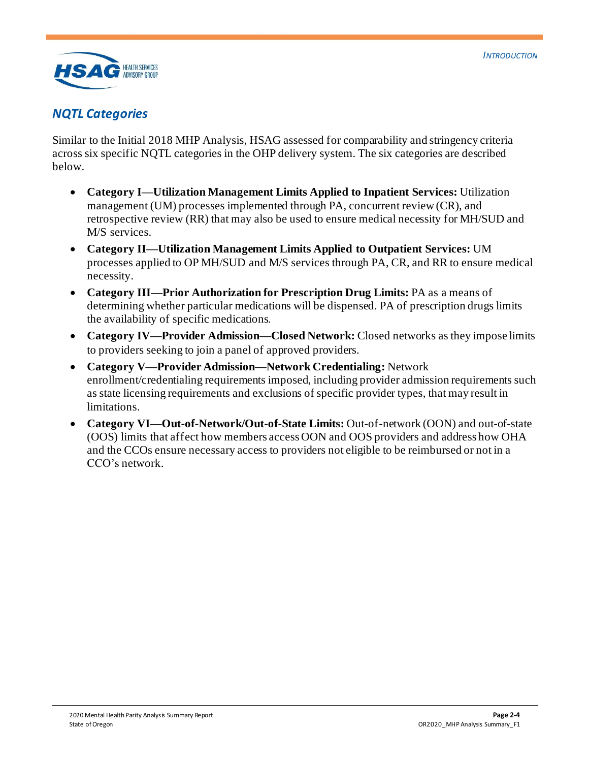## NQTL Categories

Similar to the Initial 2018 MHP Analysis, HSAG assessed for comparability and stringency criteria across six specific NQTL categories in the OHP delivery system. The six categories are described below.

- **Category I—Utilization Management Limits Applied to Inpatient Services:** Utilization management (UM) processes implemented through PA, concurrent review (CR), and retrospective review (RR) that may also be used to ensure medical necessity for MH/SUD and M/S services.
- **Category II—Utilization Management Limits Applied to Outpatient Services:** UM processes applied to OP MH/SUD and M/S services through PA, CR, and RR to ensure medical necessity.
- **Category III—Prior Authorization for Prescription Drug Limits:** PA as a means of determining whether particular medications will be dispensed. PA of prescription drugs limits the availability of specific medications.
- **Category IV—Provider Admission—Closed Network:** Closed networks as they impose limits to providers seeking to join a panel of approved providers.
- **Category V—Provider Admission—Network Credentialing:** Network enrollment/credentialing requirements imposed, including provider admission requirements such as state licensing requirements and exclusions of specific provider types, that may result in limitations.
- **Category VI—Out-of-Network/Out-of-State Limits:** Out-of-network (OON) and out-of-state (OOS) limits that affect how members access OON and OOS providers and address how OHA and the CCOs ensure necessary access to providers not eligible to be reimbursed or not in a CCO's network.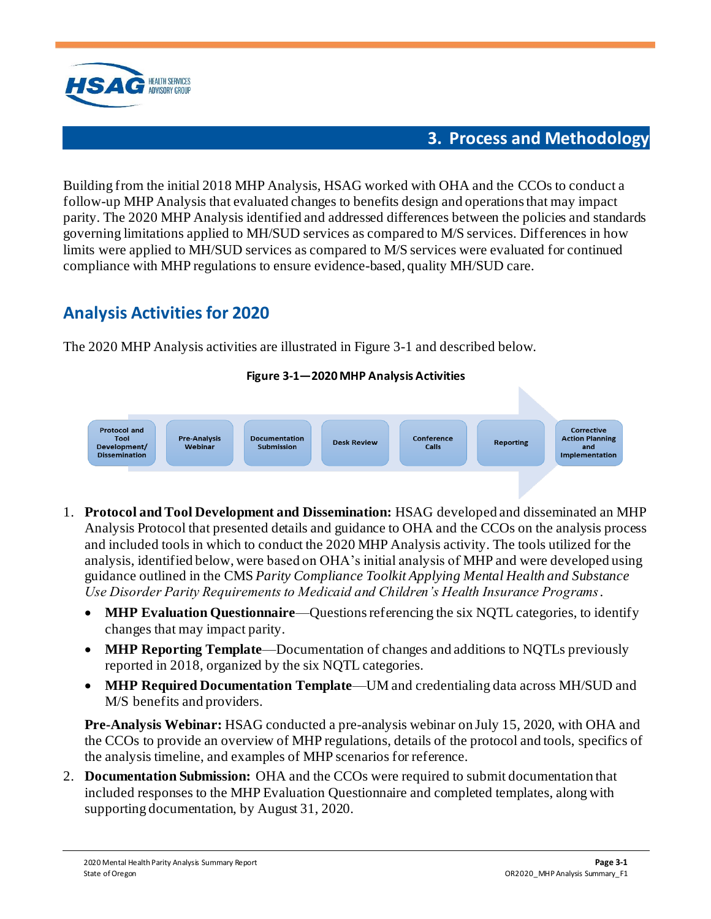## 3. Process and Methodology

Building from the initial 2018 MHP Analysis, HSAG worked with OHA and the CCOs to conduct a follow-up MHP Analysis that evaluated changes to benefits design and operations that may impact parity. The 2020 MHP Analysis identified and addressed differences between the policies and standards governing limitations applied to MH/SUD services as compared to M/S services. Differences in how limits were applied to MH/SUD services as compared to M/S services were evaluated for continued compliance with MHP regulations to ensure evidence-based, quality MH/SUD care.

## Analysis Activities for 2020

The 2020 MHP Analysis activities are illustrated in Figure 3-1 and described below.

**Figure 3-1—2020 MHP Analysis Activities**

Protocol and Tool Development/ Dissemination → Pre-Analysis Webinar → Documentation Submission → Desk Review → Conference Calls → Reporting → Corrective Action Planning and Implementation

1. **Protocol and Tool Development and Dissemination:** HSAG developed and disseminated an MHP Analysis Protocol that presented details and guidance to OHA and the CCOs on the analysis process and included tools in which to conduct the 2020 MHP Analysis activity. The tools utilized for the analysis, identified below, were based on OHA's initial analysis of MHP and were developed using guidance outlined in the CMS *Parity Compliance Toolkit Applying Mental Health and Substance Use Disorder Parity Requirements to Medicaid and Children's Health Insurance Programs*.
   - **MHP Evaluation Questionnaire**—Questions referencing the six NQTL categories, to identify changes that may impact parity.
   - **MHP Reporting Template**—Documentation of changes and additions to NQTLs previously reported in 2018, organized by the six NQTL categories.
   - **MHP Required Documentation Template**—UM and credentialing data across MH/SUD and M/S benefits and providers.

   **Pre-Analysis Webinar:** HSAG conducted a pre-analysis webinar on July 15, 2020, with OHA and the CCOs to provide an overview of MHP regulations, details of the protocol and tools, specifics of the analysis timeline, and examples of MHP scenarios for reference.
2. **Documentation Submission:** OHA and the CCOs were required to submit documentation that included responses to the MHP Evaluation Questionnaire and completed templates, along with supporting documentation, by August 31, 2020.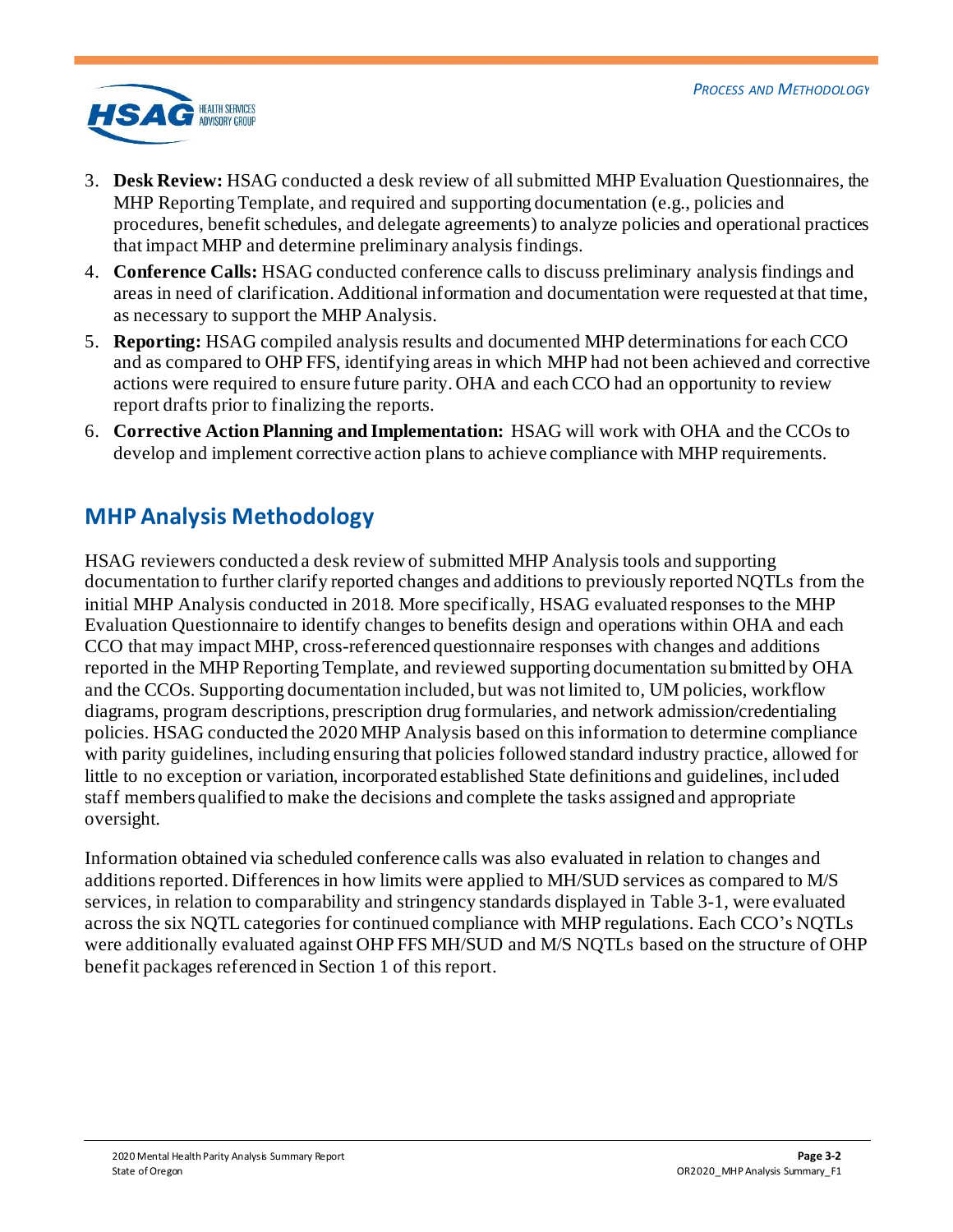3. **Desk Review:** HSAG conducted a desk review of all submitted MHP Evaluation Questionnaires, the MHP Reporting Template, and required and supporting documentation (e.g., policies and procedures, benefit schedules, and delegate agreements) to analyze policies and operational practices that impact MHP and determine preliminary analysis findings.
4. **Conference Calls:** HSAG conducted conference calls to discuss preliminary analysis findings and areas in need of clarification. Additional information and documentation were requested at that time, as necessary to support the MHP Analysis.
5. **Reporting:** HSAG compiled analysis results and documented MHP determinations for each CCO and as compared to OHP FFS, identifying areas in which MHP had not been achieved and corrective actions were required to ensure future parity. OHA and each CCO had an opportunity to review report drafts prior to finalizing the reports.
6. **Corrective Action Planning and Implementation:** HSAG will work with OHA and the CCOs to develop and implement corrective action plans to achieve compliance with MHP requirements.

## MHP Analysis Methodology

HSAG reviewers conducted a desk review of submitted MHP Analysis tools and supporting documentation to further clarify reported changes and additions to previously reported NQTLs from the initial MHP Analysis conducted in 2018. More specifically, HSAG evaluated responses to the MHP Evaluation Questionnaire to identify changes to benefits design and operations within OHA and each CCO that may impact MHP, cross-referenced questionnaire responses with changes and additions reported in the MHP Reporting Template, and reviewed supporting documentation submitted by OHA and the CCOs. Supporting documentation included, but was not limited to, UM policies, workflow diagrams, program descriptions, prescription drug formularies, and network admission/credentialing policies. HSAG conducted the 2020 MHP Analysis based on this information to determine compliance with parity guidelines, including ensuring that policies followed standard industry practice, allowed for little to no exception or variation, incorporated established State definitions and guidelines, included staff members qualified to make the decisions and complete the tasks assigned and appropriate oversight.

Information obtained via scheduled conference calls was also evaluated in relation to changes and additions reported. Differences in how limits were applied to MH/SUD services as compared to M/S services, in relation to comparability and stringency standards displayed in Table 3-1, were evaluated across the six NQTL categories for continued compliance with MHP regulations. Each CCO's NQTLs were additionally evaluated against OHP FFS MH/SUD and M/S NQTLs based on the structure of OHP benefit packages referenced in Section 1 of this report.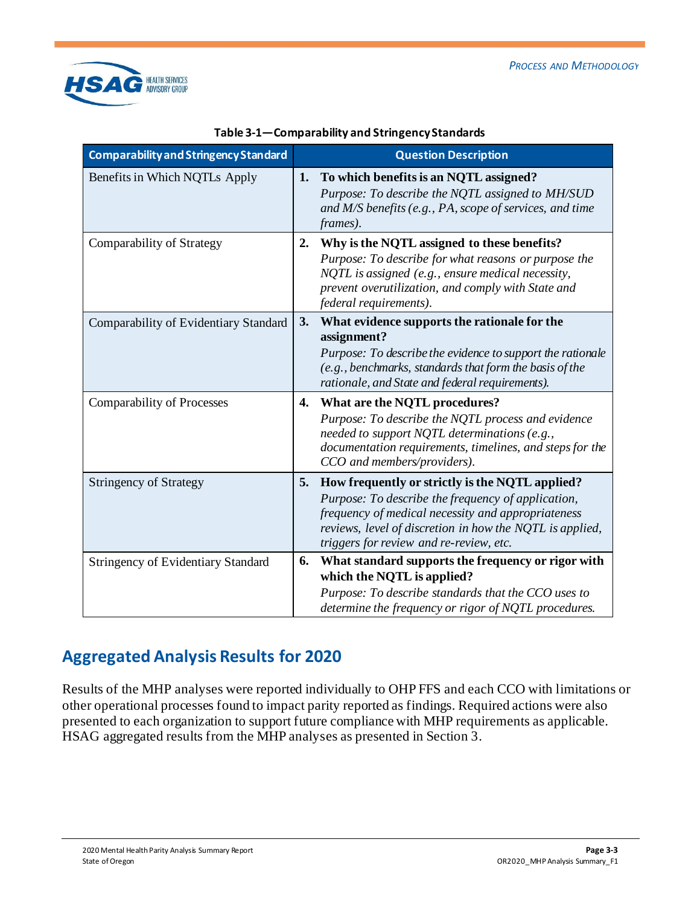**Table 3-1—Comparability and Stringency Standards**

| Comparability and Stringency Standard | Question Description |
| --- | --- |
| Benefits in Which NQTLs Apply | **1. To which benefits is an NQTL assigned?** *Purpose: To describe the NQTL assigned to MH/SUD and M/S benefits (e.g., PA, scope of services, and time frames).* |
| Comparability of Strategy | **2. Why is the NQTL assigned to these benefits?** *Purpose: To describe for what reasons or purpose the NQTL is assigned (e.g., ensure medical necessity, prevent overutilization, and comply with State and federal requirements).* |
| Comparability of Evidentiary Standard | **3. What evidence supports the rationale for the assignment?** *Purpose: To describe the evidence to support the rationale (e.g., benchmarks, standards that form the basis of the rationale, and State and federal requirements).* |
| Comparability of Processes | **4. What are the NQTL procedures?** *Purpose: To describe the NQTL process and evidence needed to support NQTL determinations (e.g., documentation requirements, timelines, and steps for the CCO and members/providers).* |
| Stringency of Strategy | **5. How frequently or strictly is the NQTL applied?** *Purpose: To describe the frequency of application, frequency of medical necessity and appropriateness reviews, level of discretion in how the NQTL is applied, triggers for review and re-review, etc.* |
| Stringency of Evidentiary Standard | **6. What standard supports the frequency or rigor with which the NQTL is applied?** *Purpose: To describe standards that the CCO uses to determine the frequency or rigor of NQTL procedures.* |

## Aggregated Analysis Results for 2020

Results of the MHP analyses were reported individually to OHP FFS and each CCO with limitations or other operational processes found to impact parity reported as findings. Required actions were also presented to each organization to support future compliance with MHP requirements as applicable. HSAG aggregated results from the MHP analyses as presented in Section 3.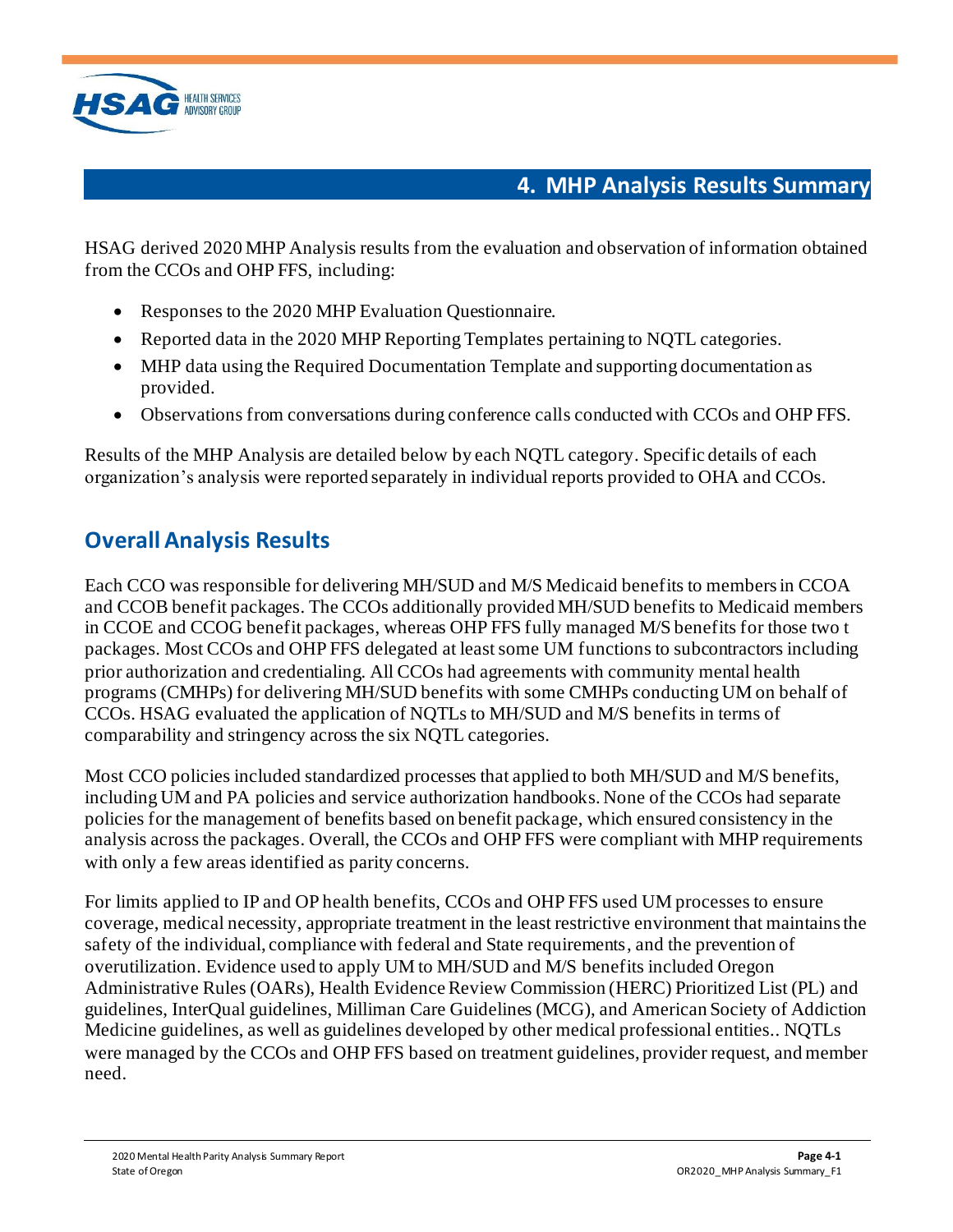# 4. MHP Analysis Results Summary

HSAG derived 2020 MHP Analysis results from the evaluation and observation of information obtained from the CCOs and OHP FFS, including:

- Responses to the 2020 MHP Evaluation Questionnaire.
- Reported data in the 2020 MHP Reporting Templates pertaining to NQTL categories.
- MHP data using the Required Documentation Template and supporting documentation as provided.
- Observations from conversations during conference calls conducted with CCOs and OHP FFS.

Results of the MHP Analysis are detailed below by each NQTL category. Specific details of each organization's analysis were reported separately in individual reports provided to OHA and CCOs.

## Overall Analysis Results

Each CCO was responsible for delivering MH/SUD and M/S Medicaid benefits to members in CCOA and CCOB benefit packages. The CCOs additionally provided MH/SUD benefits to Medicaid members in CCOE and CCOG benefit packages, whereas OHP FFS fully managed M/S benefits for those two t packages. Most CCOs and OHP FFS delegated at least some UM functions to subcontractors including prior authorization and credentialing. All CCOs had agreements with community mental health programs (CMHPs) for delivering MH/SUD benefits with some CMHPs conducting UM on behalf of CCOs. HSAG evaluated the application of NQTLs to MH/SUD and M/S benefits in terms of comparability and stringency across the six NQTL categories.

Most CCO policies included standardized processes that applied to both MH/SUD and M/S benefits, including UM and PA policies and service authorization handbooks. None of the CCOs had separate policies for the management of benefits based on benefit package, which ensured consistency in the analysis across the packages. Overall, the CCOs and OHP FFS were compliant with MHP requirements with only a few areas identified as parity concerns.

For limits applied to IP and OP health benefits, CCOs and OHP FFS used UM processes to ensure coverage, medical necessity, appropriate treatment in the least restrictive environment that maintains the safety of the individual, compliance with federal and State requirements, and the prevention of overutilization. Evidence used to apply UM to MH/SUD and M/S benefits included Oregon Administrative Rules (OARs), Health Evidence Review Commission (HERC) Prioritized List (PL) and guidelines, InterQual guidelines, Milliman Care Guidelines (MCG), and American Society of Addiction Medicine guidelines, as well as guidelines developed by other medical professional entities.. NQTLs were managed by the CCOs and OHP FFS based on treatment guidelines, provider request, and member need.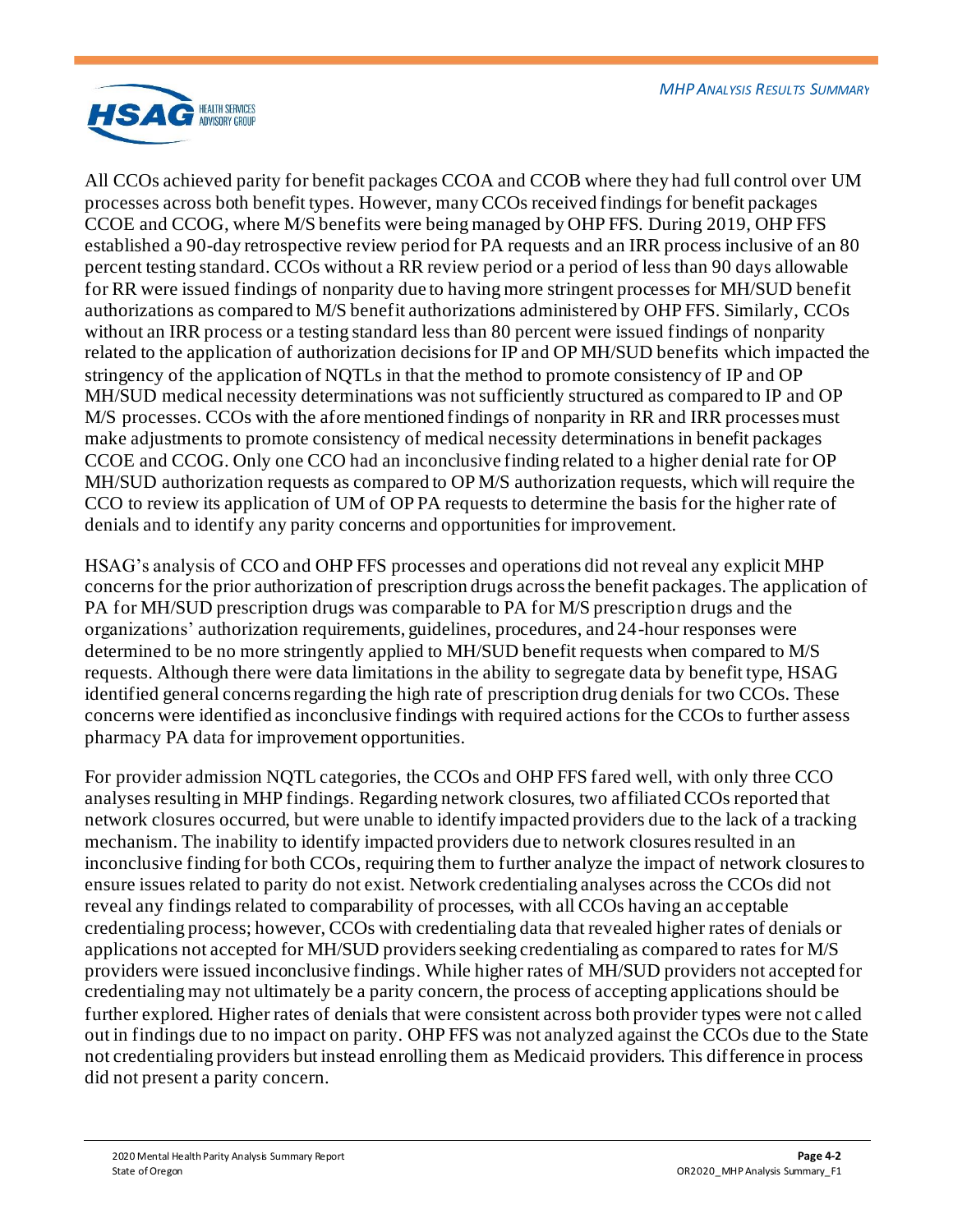All CCOs achieved parity for benefit packages CCOA and CCOB where they had full control over UM processes across both benefit types. However, many CCOs received findings for benefit packages CCOE and CCOG, where M/S benefits were being managed by OHP FFS. During 2019, OHP FFS established a 90-day retrospective review period for PA requests and an IRR process inclusive of an 80 percent testing standard. CCOs without a RR review period or a period of less than 90 days allowable for RR were issued findings of nonparity due to having more stringent processes for MH/SUD benefit authorizations as compared to M/S benefit authorizations administered by OHP FFS. Similarly, CCOs without an IRR process or a testing standard less than 80 percent were issued findings of nonparity related to the application of authorization decisions for IP and OP MH/SUD benefits which impacted the stringency of the application of NQTLs in that the method to promote consistency of IP and OP MH/SUD medical necessity determinations was not sufficiently structured as compared to IP and OP M/S processes. CCOs with the aforementioned findings of nonparity in RR and IRR processes must make adjustments to promote consistency of medical necessity determinations in benefit packages CCOE and CCOG. Only one CCO had an inconclusive finding related to a higher denial rate for OP MH/SUD authorization requests as compared to OP M/S authorization requests, which will require the CCO to review its application of UM of OP PA requests to determine the basis for the higher rate of denials and to identify any parity concerns and opportunities for improvement.

HSAG's analysis of CCO and OHP FFS processes and operations did not reveal any explicit MHP concerns for the prior authorization of prescription drugs across the benefit packages. The application of PA for MH/SUD prescription drugs was comparable to PA for M/S prescription drugs and the organizations' authorization requirements, guidelines, procedures, and 24-hour responses were determined to be no more stringently applied to MH/SUD benefit requests when compared to M/S requests. Although there were data limitations in the ability to segregate data by benefit type, HSAG identified general concerns regarding the high rate of prescription drug denials for two CCOs. These concerns were identified as inconclusive findings with required actions for the CCOs to further assess pharmacy PA data for improvement opportunities.

For provider admission NQTL categories, the CCOs and OHP FFS fared well, with only three CCO analyses resulting in MHP findings. Regarding network closures, two affiliated CCOs reported that network closures occurred, but were unable to identify impacted providers due to the lack of a tracking mechanism. The inability to identify impacted providers due to network closures resulted in an inconclusive finding for both CCOs, requiring them to further analyze the impact of network closures to ensure issues related to parity do not exist. Network credentialing analyses across the CCOs did not reveal any findings related to comparability of processes, with all CCOs having an acceptable credentialing process; however, CCOs with credentialing data that revealed higher rates of denials or applications not accepted for MH/SUD providers seeking credentialing as compared to rates for M/S providers were issued inconclusive findings. While higher rates of MH/SUD providers not accepted for credentialing may not ultimately be a parity concern, the process of accepting applications should be further explored. Higher rates of denials that were consistent across both provider types were not called out in findings due to no impact on parity. OHP FFS was not analyzed against the CCOs due to the State not credentialing providers but instead enrolling them as Medicaid providers. This difference in process did not present a parity concern.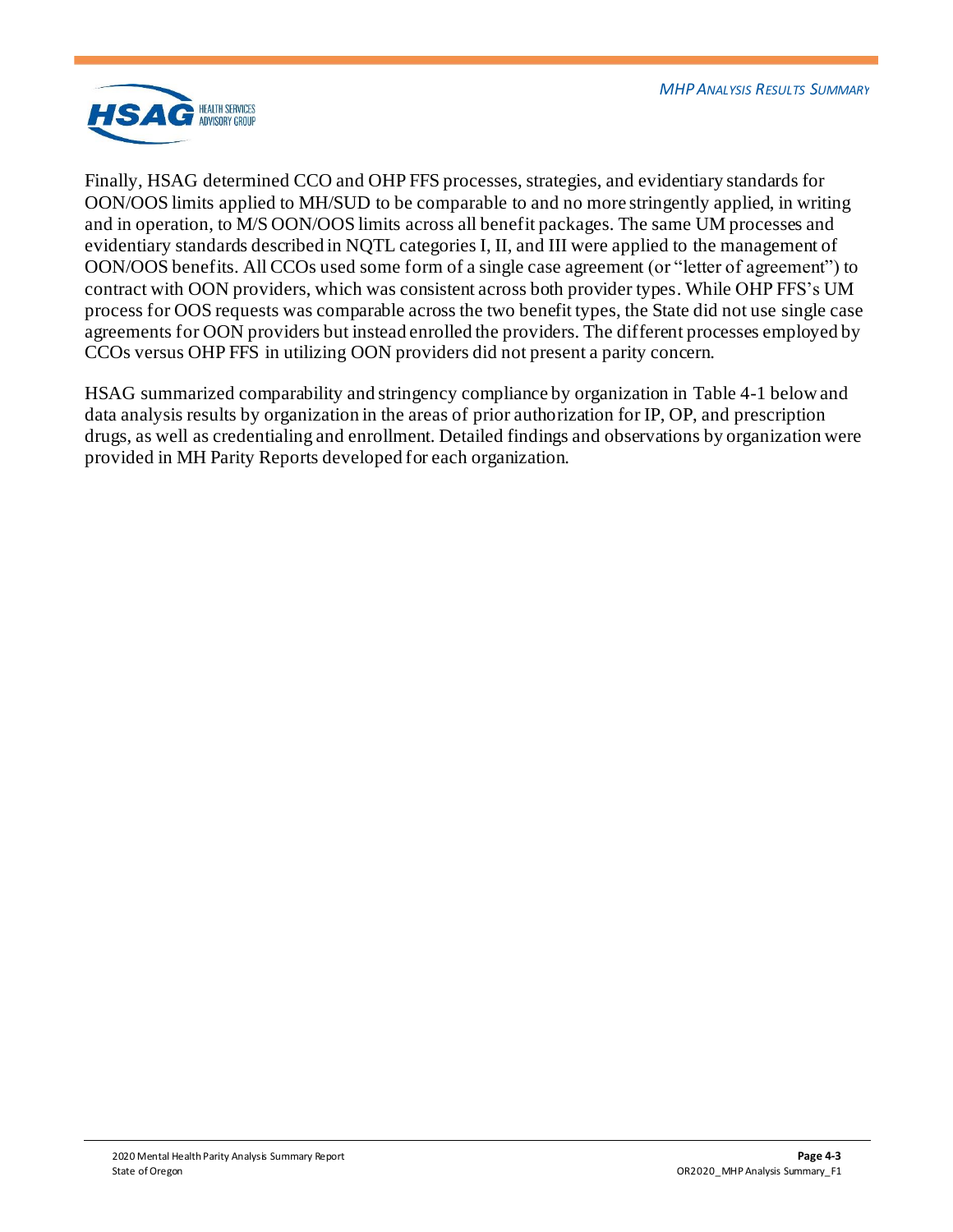Finally, HSAG determined CCO and OHP FFS processes, strategies, and evidentiary standards for OON/OOS limits applied to MH/SUD to be comparable to and no more stringently applied, in writing and in operation, to M/S OON/OOS limits across all benefit packages. The same UM processes and evidentiary standards described in NQTL categories I, II, and III were applied to the management of OON/OOS benefits. All CCOs used some form of a single case agreement (or "letter of agreement") to contract with OON providers, which was consistent across both provider types. While OHP FFS's UM process for OOS requests was comparable across the two benefit types, the State did not use single case agreements for OON providers but instead enrolled the providers. The different processes employed by CCOs versus OHP FFS in utilizing OON providers did not present a parity concern.

HSAG summarized comparability and stringency compliance by organization in Table 4-1 below and data analysis results by organization in the areas of prior authorization for IP, OP, and prescription drugs, as well as credentialing and enrollment. Detailed findings and observations by organization were provided in MH Parity Reports developed for each organization.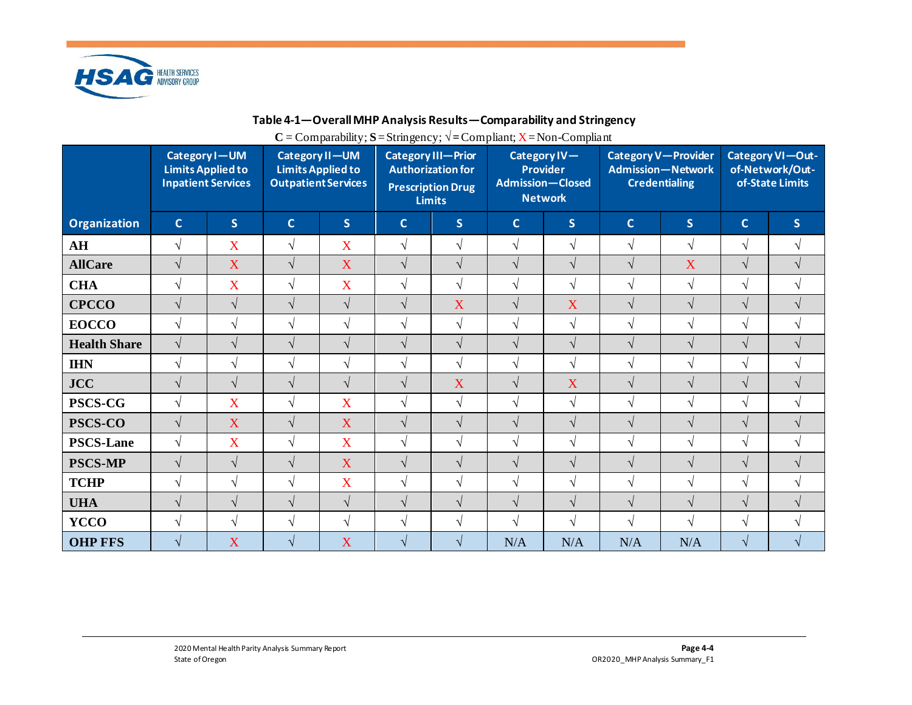**Table 4-1—Overall MHP Analysis Results—Comparability and Stringency**

**C** = Comparability; **S** = Stringency; √ = Compliant; X = Non-Compliant

| Organization | Category I—UM Limits Applied to Inpatient Services | | Category II—UM Limits Applied to Outpatient Services | | Category III—Prior Authorization for Prescription Drug Limits | | Category IV—Provider Admission—Closed Network | | Category V—Provider Admission—Network Credentialing | | Category VI—Out-of-Network/Out-of-State Limits | |
|---|---|---|---|---|---|---|---|---|---|---|---|---|
| | C | S | C | S | C | S | C | S | C | S | C | S |
| **AH** | √ | X | √ | X | √ | √ | √ | √ | √ | √ | √ | √ |
| **AllCare** | √ | X | √ | X | √ | √ | √ | √ | √ | X | √ | √ |
| **CHA** | √ | X | √ | X | √ | √ | √ | √ | √ | √ | √ | √ |
| **CPCCO** | √ | √ | √ | √ | √ | X | √ | X | √ | √ | √ | √ |
| **EOCCO** | √ | √ | √ | √ | √ | √ | √ | √ | √ | √ | √ | √ |
| **Health Share** | √ | √ | √ | √ | √ | √ | √ | √ | √ | √ | √ | √ |
| **IHN** | √ | √ | √ | √ | √ | √ | √ | √ | √ | √ | √ | √ |
| **JCC** | √ | √ | √ | √ | √ | X | √ | X | √ | √ | √ | √ |
| **PSCS-CG** | √ | X | √ | X | √ | √ | √ | √ | √ | √ | √ | √ |
| **PSCS-CO** | √ | X | √ | X | √ | √ | √ | √ | √ | √ | √ | √ |
| **PSCS-Lane** | √ | X | √ | X | √ | √ | √ | √ | √ | √ | √ | √ |
| **PSCS-MP** | √ | √ | √ | X | √ | √ | √ | √ | √ | √ | √ | √ |
| **TCHP** | √ | √ | √ | X | √ | √ | √ | √ | √ | √ | √ | √ |
| **UHA** | √ | √ | √ | √ | √ | √ | √ | √ | √ | √ | √ | √ |
| **YCCO** | √ | √ | √ | √ | √ | √ | √ | √ | √ | √ | √ | √ |
| **OHP FFS** | √ | X | √ | X | √ | √ | N/A | N/A | N/A | N/A | √ | √ |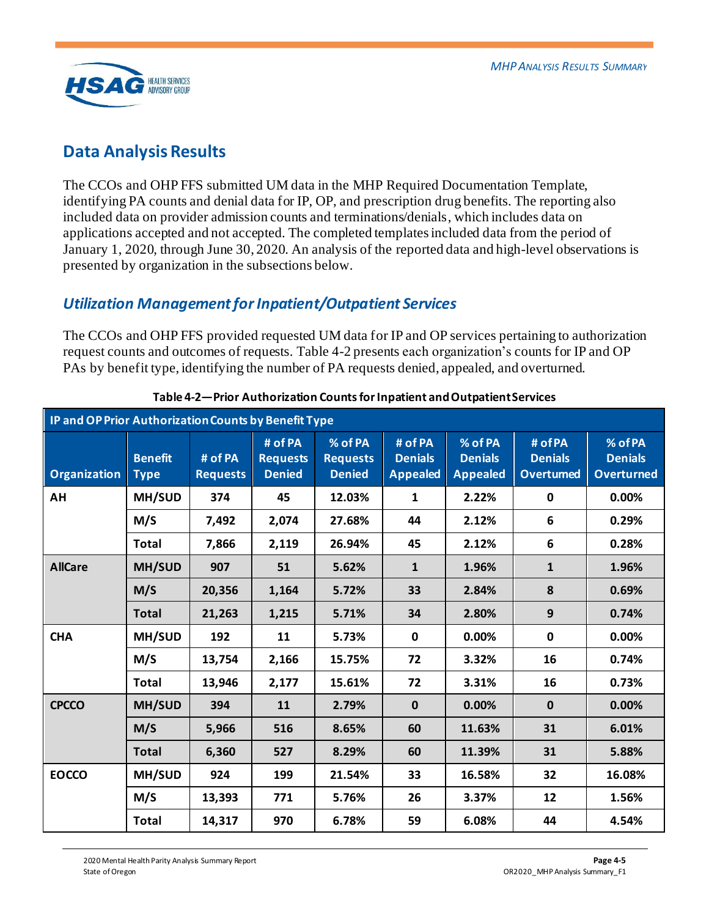## Data Analysis Results

The CCOs and OHP FFS submitted UM data in the MHP Required Documentation Template, identifying PA counts and denial data for IP, OP, and prescription drug benefits. The reporting also included data on provider admission counts and terminations/denials, which includes data on applications accepted and not accepted. The completed templates included data from the period of January 1, 2020, through June 30, 2020. An analysis of the reported data and high-level observations is presented by organization in the subsections below.

### *Utilization Management for Inpatient/Outpatient Services*

The CCOs and OHP FFS provided requested UM data for IP and OP services pertaining to authorization request counts and outcomes of requests. Table 4-2 presents each organization's counts for IP and OP PAs by benefit type, identifying the number of PA requests denied, appealed, and overturned.

**Table 4-2—Prior Authorization Counts for Inpatient and Outpatient Services**

| IP and OP Prior Authorization Counts by Benefit Type | | | | | | | | |
|---|---|---|---|---|---|---|---|---|
| **Organization** | **Benefit Type** | **# of PA Requests** | **# of PA Requests Denied** | **% of PA Requests Denied** | **# of PA Denials Appealed** | **% of PA Denials Appealed** | **# of PA Denials Overturned** | **% of PA Denials Overturned** |
| **AH** | **MH/SUD** | **374** | **45** | **12.03%** | **1** | **2.22%** | **0** | **0.00%** |
| | **M/S** | **7,492** | **2,074** | **27.68%** | **44** | **2.12%** | **6** | **0.29%** |
| | **Total** | **7,866** | **2,119** | **26.94%** | **45** | **2.12%** | **6** | **0.28%** |
| **AllCare** | **MH/SUD** | **907** | **51** | **5.62%** | **1** | **1.96%** | **1** | **1.96%** |
| | **M/S** | **20,356** | **1,164** | **5.72%** | **33** | **2.84%** | **8** | **0.69%** |
| | **Total** | **21,263** | **1,215** | **5.71%** | **34** | **2.80%** | **9** | **0.74%** |
| **CHA** | **MH/SUD** | **192** | **11** | **5.73%** | **0** | **0.00%** | **0** | **0.00%** |
| | **M/S** | **13,754** | **2,166** | **15.75%** | **72** | **3.32%** | **16** | **0.74%** |
| | **Total** | **13,946** | **2,177** | **15.61%** | **72** | **3.31%** | **16** | **0.73%** |
| **CPCCO** | **MH/SUD** | **394** | **11** | **2.79%** | **0** | **0.00%** | **0** | **0.00%** |
| | **M/S** | **5,966** | **516** | **8.65%** | **60** | **11.63%** | **31** | **6.01%** |
| | **Total** | **6,360** | **527** | **8.29%** | **60** | **11.39%** | **31** | **5.88%** |
| **EOCCO** | **MH/SUD** | **924** | **199** | **21.54%** | **33** | **16.58%** | **32** | **16.08%** |
| | **M/S** | **13,393** | **771** | **5.76%** | **26** | **3.37%** | **12** | **1.56%** |
| | **Total** | **14,317** | **970** | **6.78%** | **59** | **6.08%** | **44** | **4.54%** |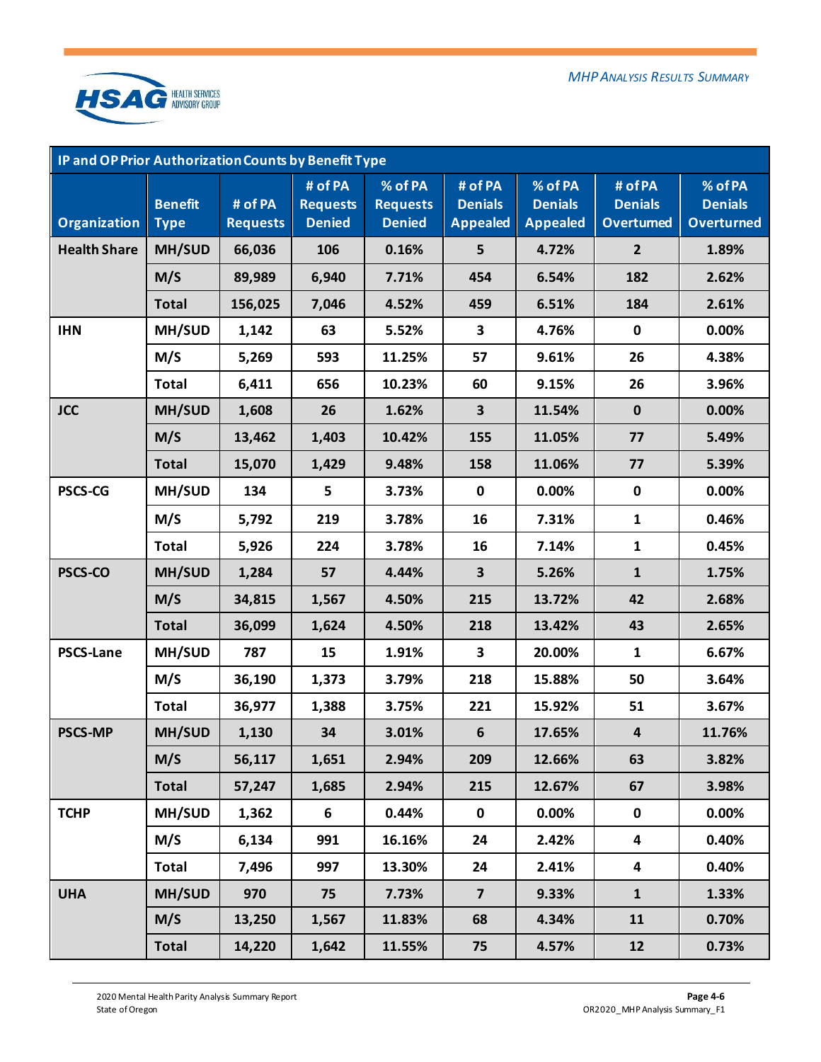| IP and OP Prior Authorization Counts by Benefit Type | | | | | | | | |
|---|---|---|---|---|---|---|---|---|
| **Organization** | **Benefit Type** | **# of PA Requests** | **# of PA Requests Denied** | **% of PA Requests Denied** | **# of PA Denials Appealed** | **% of PA Denials Appealed** | **# of PA Denials Overturned** | **% of PA Denials Overturned** |
| **Health Share** | **MH/SUD** | **66,036** | **106** | **0.16%** | **5** | **4.72%** | **2** | **1.89%** |
| | **M/S** | **89,989** | **6,940** | **7.71%** | **454** | **6.54%** | **182** | **2.62%** |
| | **Total** | **156,025** | **7,046** | **4.52%** | **459** | **6.51%** | **184** | **2.61%** |
| **IHN** | **MH/SUD** | **1,142** | **63** | **5.52%** | **3** | **4.76%** | **0** | **0.00%** |
| | **M/S** | **5,269** | **593** | **11.25%** | **57** | **9.61%** | **26** | **4.38%** |
| | **Total** | **6,411** | **656** | **10.23%** | **60** | **9.15%** | **26** | **3.96%** |
| **JCC** | **MH/SUD** | **1,608** | **26** | **1.62%** | **3** | **11.54%** | **0** | **0.00%** |
| | **M/S** | **13,462** | **1,403** | **10.42%** | **155** | **11.05%** | **77** | **5.49%** |
| | **Total** | **15,070** | **1,429** | **9.48%** | **158** | **11.06%** | **77** | **5.39%** |
| **PSCS-CG** | **MH/SUD** | **134** | **5** | **3.73%** | **0** | **0.00%** | **0** | **0.00%** |
| | **M/S** | **5,792** | **219** | **3.78%** | **16** | **7.31%** | **1** | **0.46%** |
| | **Total** | **5,926** | **224** | **3.78%** | **16** | **7.14%** | **1** | **0.45%** |
| **PSCS-CO** | **MH/SUD** | **1,284** | **57** | **4.44%** | **3** | **5.26%** | **1** | **1.75%** |
| | **M/S** | **34,815** | **1,567** | **4.50%** | **215** | **13.72%** | **42** | **2.68%** |
| | **Total** | **36,099** | **1,624** | **4.50%** | **218** | **13.42%** | **43** | **2.65%** |
| **PSCS-Lane** | **MH/SUD** | **787** | **15** | **1.91%** | **3** | **20.00%** | **1** | **6.67%** |
| | **M/S** | **36,190** | **1,373** | **3.79%** | **218** | **15.88%** | **50** | **3.64%** |
| | **Total** | **36,977** | **1,388** | **3.75%** | **221** | **15.92%** | **51** | **3.67%** |
| **PSCS-MP** | **MH/SUD** | **1,130** | **34** | **3.01%** | **6** | **17.65%** | **4** | **11.76%** |
| | **M/S** | **56,117** | **1,651** | **2.94%** | **209** | **12.66%** | **63** | **3.82%** |
| | **Total** | **57,247** | **1,685** | **2.94%** | **215** | **12.67%** | **67** | **3.98%** |
| **TCHP** | **MH/SUD** | **1,362** | **6** | **0.44%** | **0** | **0.00%** | **0** | **0.00%** |
| | **M/S** | **6,134** | **991** | **16.16%** | **24** | **2.42%** | **4** | **0.40%** |
| | **Total** | **7,496** | **997** | **13.30%** | **24** | **2.41%** | **4** | **0.40%** |
| **UHA** | **MH/SUD** | **970** | **75** | **7.73%** | **7** | **9.33%** | **1** | **1.33%** |
| | **M/S** | **13,250** | **1,567** | **11.83%** | **68** | **4.34%** | **11** | **0.70%** |
| | **Total** | **14,220** | **1,642** | **11.55%** | **75** | **4.57%** | **12** | **0.73%** |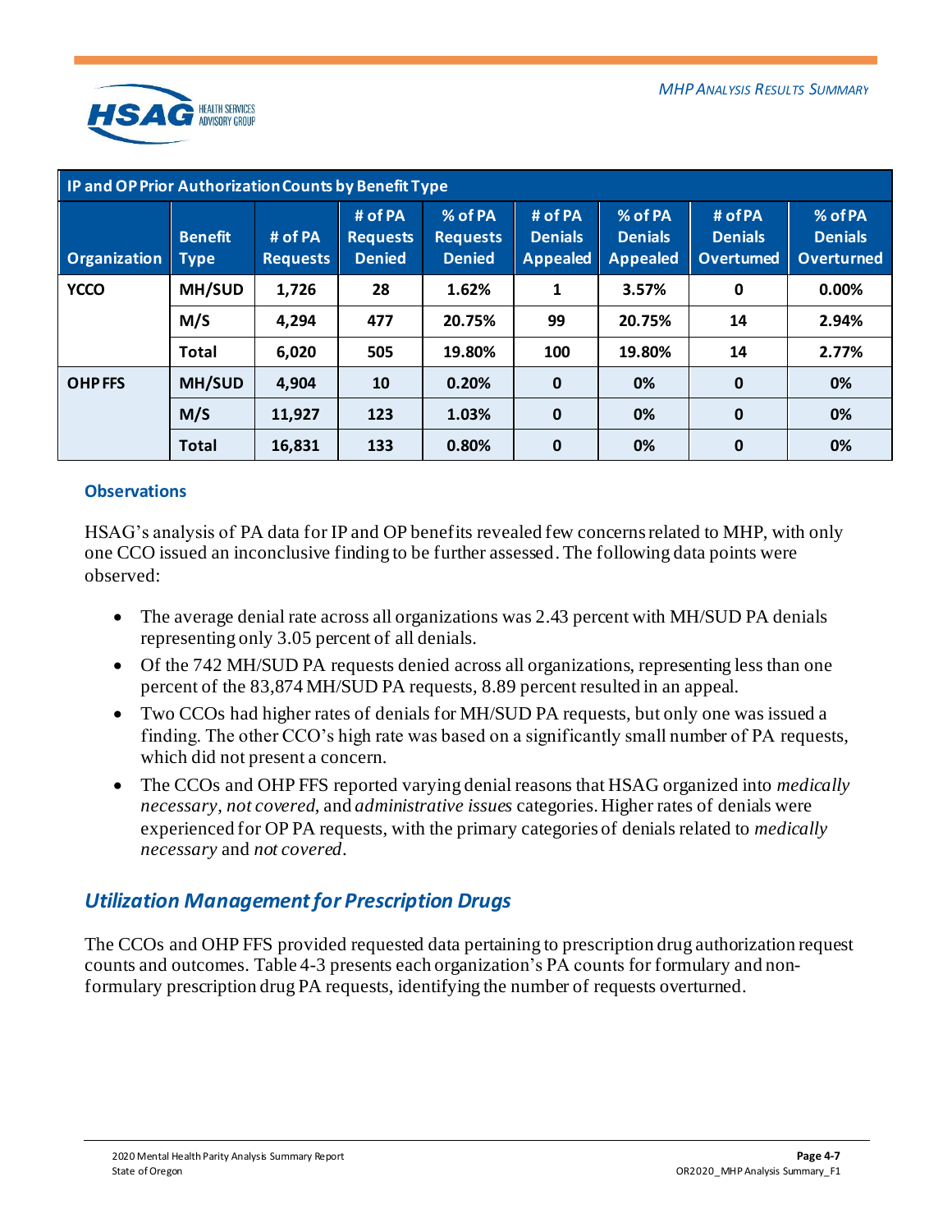| IP and OP Prior Authorization Counts by Benefit Type | | | | | | | | |
|---|---|---|---|---|---|---|---|---|
| Organization | Benefit Type | # of PA Requests | # of PA Requests Denied | % of PA Requests Denied | # of PA Denials Appealed | % of PA Denials Appealed | # of PA Denials Overturned | % of PA Denials Overturned |
| YCCO | MH/SUD | 1,726 | 28 | 1.62% | 1 | 3.57% | 0 | 0.00% |
| | M/S | 4,294 | 477 | 20.75% | 99 | 20.75% | 14 | 2.94% |
| | Total | 6,020 | 505 | 19.80% | 100 | 19.80% | 14 | 2.77% |
| OHP FFS | MH/SUD | 4,904 | 10 | 0.20% | 0 | 0% | 0 | 0% |
| | M/S | 11,927 | 123 | 1.03% | 0 | 0% | 0 | 0% |
| | Total | 16,831 | 133 | 0.80% | 0 | 0% | 0 | 0% |

### Observations

HSAG's analysis of PA data for IP and OP benefits revealed few concerns related to MHP, with only one CCO issued an inconclusive finding to be further assessed. The following data points were observed:

- The average denial rate across all organizations was 2.43 percent with MH/SUD PA denials representing only 3.05 percent of all denials.
- Of the 742 MH/SUD PA requests denied across all organizations, representing less than one percent of the 83,874 MH/SUD PA requests, 8.89 percent resulted in an appeal.
- Two CCOs had higher rates of denials for MH/SUD PA requests, but only one was issued a finding. The other CCO's high rate was based on a significantly small number of PA requests, which did not present a concern.
- The CCOs and OHP FFS reported varying denial reasons that HSAG organized into *medically necessary*, *not covered*, and *administrative issues* categories. Higher rates of denials were experienced for OP PA requests, with the primary categories of denials related to *medically necessary* and *not covered*.

## *Utilization Management for Prescription Drugs*

The CCOs and OHP FFS provided requested data pertaining to prescription drug authorization request counts and outcomes. Table 4-3 presents each organization's PA counts for formulary and non-formulary prescription drug PA requests, identifying the number of requests overturned.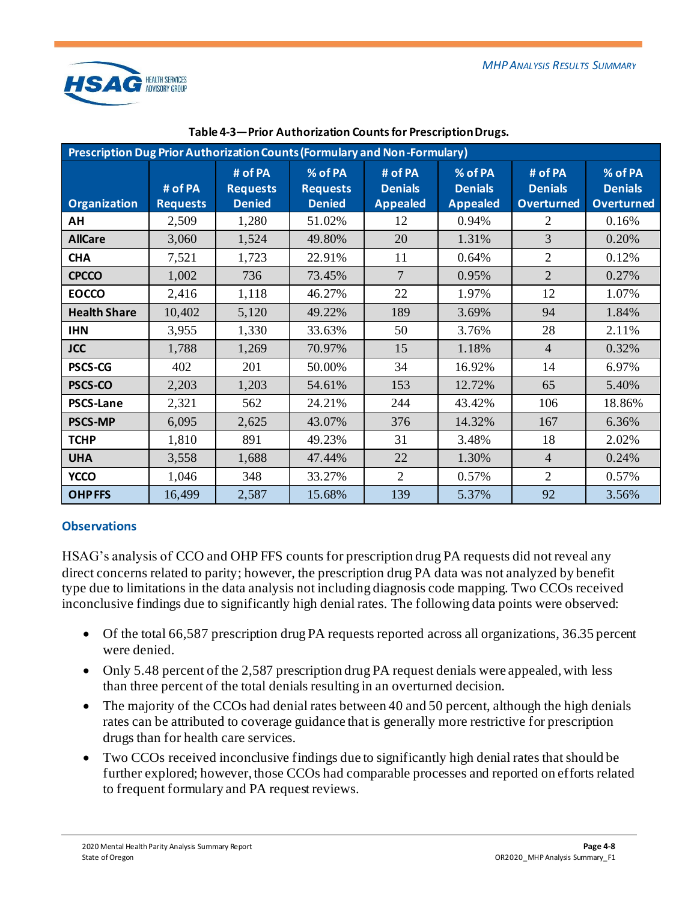Table 4-3—Prior Authorization Counts for Prescription Drugs.

| Prescription Dug Prior Authorization Counts (Formulary and Non-Formulary) | | | | | | | |
|---|---|---|---|---|---|---|---|
| Organization | # of PA Requests | # of PA Requests Denied | % of PA Requests Denied | # of PA Denials Appealed | % of PA Denials Appealed | # of PA Denials Overturned | % of PA Denials Overturned |
| **AH** | 2,509 | 1,280 | 51.02% | 12 | 0.94% | 2 | 0.16% |
| **AllCare** | 3,060 | 1,524 | 49.80% | 20 | 1.31% | 3 | 0.20% |
| **CHA** | 7,521 | 1,723 | 22.91% | 11 | 0.64% | 2 | 0.12% |
| **CPCCO** | 1,002 | 736 | 73.45% | 7 | 0.95% | 2 | 0.27% |
| **EOCCO** | 2,416 | 1,118 | 46.27% | 22 | 1.97% | 12 | 1.07% |
| **Health Share** | 10,402 | 5,120 | 49.22% | 189 | 3.69% | 94 | 1.84% |
| **IHN** | 3,955 | 1,330 | 33.63% | 50 | 3.76% | 28 | 2.11% |
| **JCC** | 1,788 | 1,269 | 70.97% | 15 | 1.18% | 4 | 0.32% |
| **PSCS-CG** | 402 | 201 | 50.00% | 34 | 16.92% | 14 | 6.97% |
| **PSCS-CO** | 2,203 | 1,203 | 54.61% | 153 | 12.72% | 65 | 5.40% |
| **PSCS-Lane** | 2,321 | 562 | 24.21% | 244 | 43.42% | 106 | 18.86% |
| **PSCS-MP** | 6,095 | 2,625 | 43.07% | 376 | 14.32% | 167 | 6.36% |
| **TCHP** | 1,810 | 891 | 49.23% | 31 | 3.48% | 18 | 2.02% |
| **UHA** | 3,558 | 1,688 | 47.44% | 22 | 1.30% | 4 | 0.24% |
| **YCCO** | 1,046 | 348 | 33.27% | 2 | 0.57% | 2 | 0.57% |
| **OHP FFS** | 16,499 | 2,587 | 15.68% | 139 | 5.37% | 92 | 3.56% |

### Observations

HSAG's analysis of CCO and OHP FFS counts for prescription drug PA requests did not reveal any direct concerns related to parity; however, the prescription drug PA data was not analyzed by benefit type due to limitations in the data analysis not including diagnosis code mapping. Two CCOs received inconclusive findings due to significantly high denial rates. The following data points were observed:

- Of the total 66,587 prescription drug PA requests reported across all organizations, 36.35 percent were denied.
- Only 5.48 percent of the 2,587 prescription drug PA request denials were appealed, with less than three percent of the total denials resulting in an overturned decision.
- The majority of the CCOs had denial rates between 40 and 50 percent, although the high denials rates can be attributed to coverage guidance that is generally more restrictive for prescription drugs than for health care services.
- Two CCOs received inconclusive findings due to significantly high denial rates that should be further explored; however, those CCOs had comparable processes and reported on efforts related to frequent formulary and PA request reviews.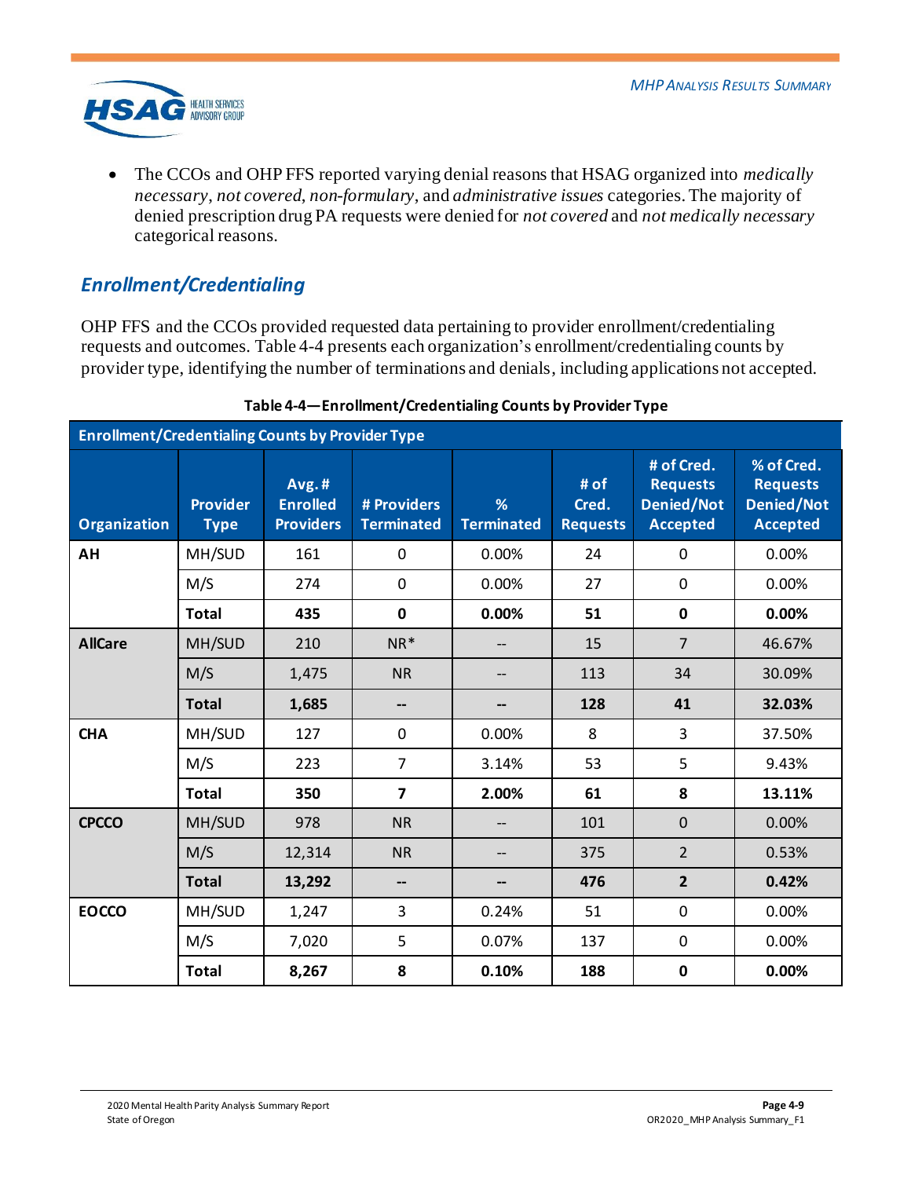- The CCOs and OHP FFS reported varying denial reasons that HSAG organized into *medically necessary*, *not covered*, *non-formulary*, and *administrative issues* categories. The majority of denied prescription drug PA requests were denied for *not covered* and *not medically necessary* categorical reasons.

## *Enrollment/Credentialing*

OHP FFS and the CCOs provided requested data pertaining to provider enrollment/credentialing requests and outcomes. Table 4-4 presents each organization's enrollment/credentialing counts by provider type, identifying the number of terminations and denials, including applications not accepted.

**Table 4-4—Enrollment/Credentialing Counts by Provider Type**

| Organization | Provider Type | Avg. # Enrolled Providers | # Providers Terminated | % Terminated | # of Cred. Requests | # of Cred. Requests Denied/Not Accepted | % of Cred. Requests Denied/Not Accepted |
|---|---|---|---|---|---|---|---|
| **AH** | MH/SUD | 161 | 0 | 0.00% | 24 | 0 | 0.00% |
| | M/S | 274 | 0 | 0.00% | 27 | 0 | 0.00% |
| | **Total** | **435** | **0** | **0.00%** | **51** | **0** | **0.00%** |
| **AllCare** | MH/SUD | 210 | NR* | -- | 15 | 7 | 46.67% |
| | M/S | 1,475 | NR | -- | 113 | 34 | 30.09% |
| | **Total** | **1,685** | **--** | **--** | **128** | **41** | **32.03%** |
| **CHA** | MH/SUD | 127 | 0 | 0.00% | 8 | 3 | 37.50% |
| | M/S | 223 | 7 | 3.14% | 53 | 5 | 9.43% |
| | **Total** | **350** | **7** | **2.00%** | **61** | **8** | **13.11%** |
| **CPCCO** | MH/SUD | 978 | NR | -- | 101 | 0 | 0.00% |
| | M/S | 12,314 | NR | -- | 375 | 2 | 0.53% |
| | **Total** | **13,292** | **--** | **--** | **476** | **2** | **0.42%** |
| **EOCCO** | MH/SUD | 1,247 | 3 | 0.24% | 51 | 0 | 0.00% |
| | M/S | 7,020 | 5 | 0.07% | 137 | 0 | 0.00% |
| | **Total** | **8,267** | **8** | **0.10%** | **188** | **0** | **0.00%** |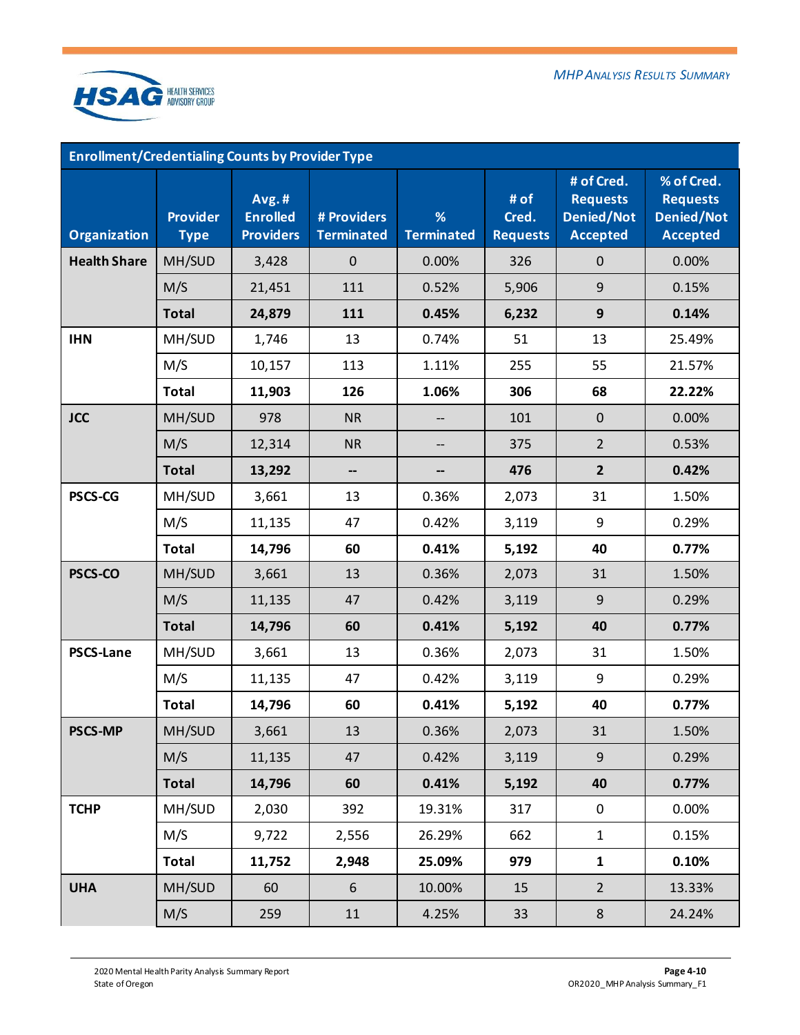| Enrollment/Credentialing Counts by Provider Type | | | | | | | |
|---|---|---|---|---|---|---|---|
| **Organization** | **Provider Type** | **Avg. # Enrolled Providers** | **# Providers Terminated** | **% Terminated** | **# of Cred. Requests** | **# of Cred. Requests Denied/Not Accepted** | **% of Cred. Requests Denied/Not Accepted** |
| **Health Share** | MH/SUD | 3,428 | 0 | 0.00% | 326 | 0 | 0.00% |
| | M/S | 21,451 | 111 | 0.52% | 5,906 | 9 | 0.15% |
| | **Total** | **24,879** | **111** | **0.45%** | **6,232** | **9** | **0.14%** |
| **IHN** | MH/SUD | 1,746 | 13 | 0.74% | 51 | 13 | 25.49% |
| | M/S | 10,157 | 113 | 1.11% | 255 | 55 | 21.57% |
| | **Total** | **11,903** | **126** | **1.06%** | **306** | **68** | **22.22%** |
| **JCC** | MH/SUD | 978 | NR | -- | 101 | 0 | 0.00% |
| | M/S | 12,314 | NR | -- | 375 | 2 | 0.53% |
| | **Total** | **13,292** | **--** | **--** | **476** | **2** | **0.42%** |
| **PSCS-CG** | MH/SUD | 3,661 | 13 | 0.36% | 2,073 | 31 | 1.50% |
| | M/S | 11,135 | 47 | 0.42% | 3,119 | 9 | 0.29% |
| | **Total** | **14,796** | **60** | **0.41%** | **5,192** | **40** | **0.77%** |
| **PSCS-CO** | MH/SUD | 3,661 | 13 | 0.36% | 2,073 | 31 | 1.50% |
| | M/S | 11,135 | 47 | 0.42% | 3,119 | 9 | 0.29% |
| | **Total** | **14,796** | **60** | **0.41%** | **5,192** | **40** | **0.77%** |
| **PSCS-Lane** | MH/SUD | 3,661 | 13 | 0.36% | 2,073 | 31 | 1.50% |
| | M/S | 11,135 | 47 | 0.42% | 3,119 | 9 | 0.29% |
| | **Total** | **14,796** | **60** | **0.41%** | **5,192** | **40** | **0.77%** |
| **PSCS-MP** | MH/SUD | 3,661 | 13 | 0.36% | 2,073 | 31 | 1.50% |
| | M/S | 11,135 | 47 | 0.42% | 3,119 | 9 | 0.29% |
| | **Total** | **14,796** | **60** | **0.41%** | **5,192** | **40** | **0.77%** |
| **TCHP** | MH/SUD | 2,030 | 392 | 19.31% | 317 | 0 | 0.00% |
| | M/S | 9,722 | 2,556 | 26.29% | 662 | 1 | 0.15% |
| | **Total** | **11,752** | **2,948** | **25.09%** | **979** | **1** | **0.10%** |
| **UHA** | MH/SUD | 60 | 6 | 10.00% | 15 | 2 | 13.33% |
| | M/S | 259 | 11 | 4.25% | 33 | 8 | 24.24% |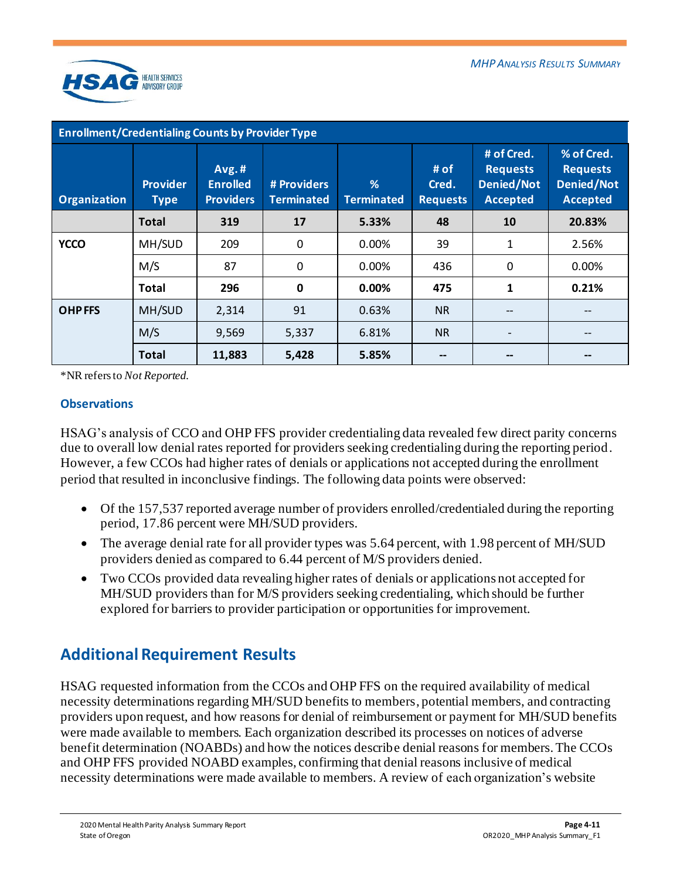| Enrollment/Credentialing Counts by Provider Type | | | | | | | |
|---|---|---|---|---|---|---|---|
| Organization | Provider Type | Avg. # Enrolled Providers | # Providers Terminated | % Terminated | # of Cred. Requests | # of Cred. Requests Denied/Not Accepted | % of Cred. Requests Denied/Not Accepted |
| | **Total** | **319** | **17** | **5.33%** | **48** | **10** | **20.83%** |
| **YCCO** | MH/SUD | 209 | 0 | 0.00% | 39 | 1 | 2.56% |
| | M/S | 87 | 0 | 0.00% | 436 | 0 | 0.00% |
| | **Total** | **296** | **0** | **0.00%** | **475** | **1** | **0.21%** |
| **OHP FFS** | MH/SUD | 2,314 | 91 | 0.63% | NR | -- | -- |
| | M/S | 9,569 | 5,337 | 6.81% | NR | - | -- |
| | **Total** | **11,883** | **5,428** | **5.85%** | **--** | **--** | **--** |

*NR refers to *Not Reported*.

### Observations

HSAG's analysis of CCO and OHP FFS provider credentialing data revealed few direct parity concerns due to overall low denial rates reported for providers seeking credentialing during the reporting period. However, a few CCOs had higher rates of denials or applications not accepted during the enrollment period that resulted in inconclusive findings. The following data points were observed:

- Of the 157,537 reported average number of providers enrolled/credentialed during the reporting period, 17.86 percent were MH/SUD providers.
- The average denial rate for all provider types was 5.64 percent, with 1.98 percent of MH/SUD providers denied as compared to 6.44 percent of M/S providers denied.
- Two CCOs provided data revealing higher rates of denials or applications not accepted for MH/SUD providers than for M/S providers seeking credentialing, which should be further explored for barriers to provider participation or opportunities for improvement.

## Additional Requirement Results

HSAG requested information from the CCOs and OHP FFS on the required availability of medical necessity determinations regarding MH/SUD benefits to members, potential members, and contracting providers upon request, and how reasons for denial of reimbursement or payment for MH/SUD benefits were made available to members. Each organization described its processes on notices of adverse benefit determination (NOABDs) and how the notices describe denial reasons for members. The CCOs and OHP FFS provided NOABD examples, confirming that denial reasons inclusive of medical necessity determinations were made available to members. A review of each organization's website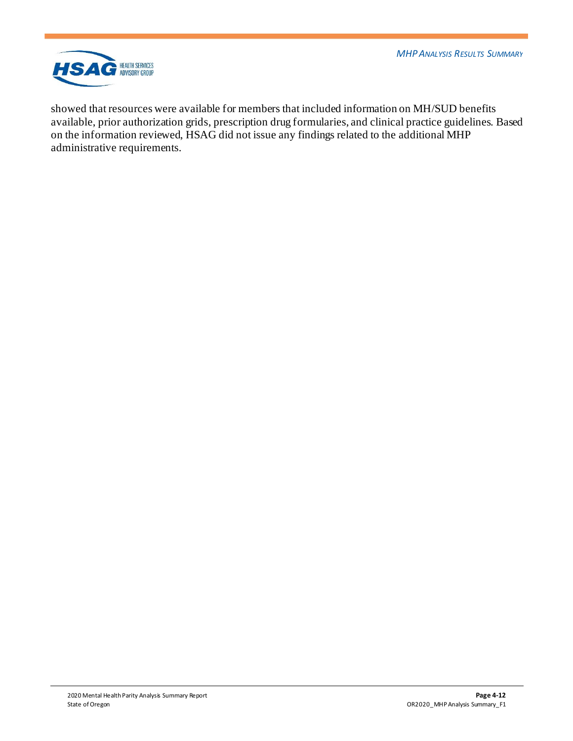showed that resources were available for members that included information on MH/SUD benefits available, prior authorization grids, prescription drug formularies, and clinical practice guidelines. Based on the information reviewed, HSAG did not issue any findings related to the additional MHP administrative requirements.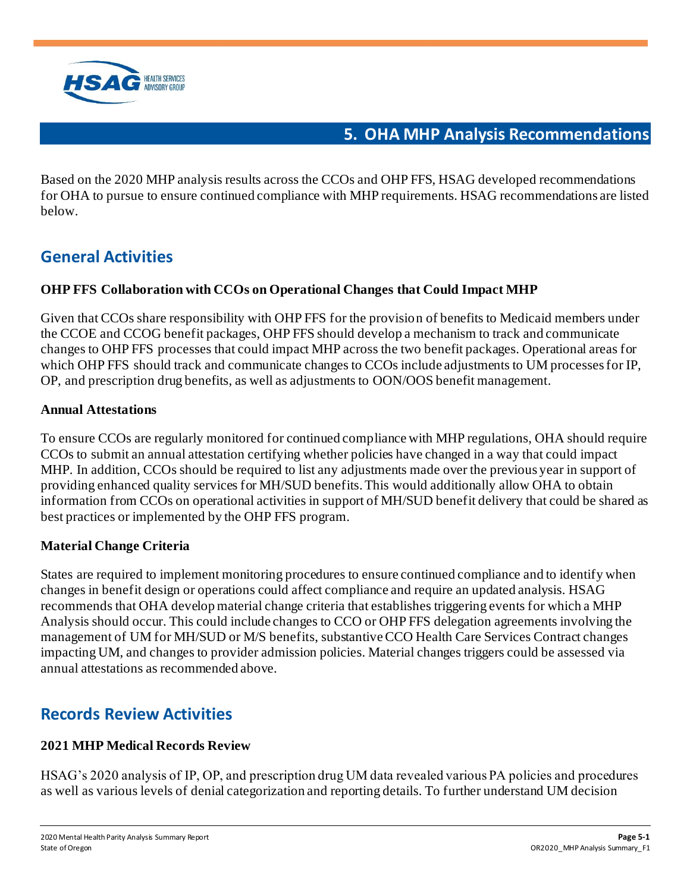# 5. OHA MHP Analysis Recommendations

Based on the 2020 MHP analysis results across the CCOs and OHP FFS, HSAG developed recommendations for OHA to pursue to ensure continued compliance with MHP requirements. HSAG recommendations are listed below.

## General Activities

### OHP FFS Collaboration with CCOs on Operational Changes that Could Impact MHP

Given that CCOs share responsibility with OHP FFS for the provision of benefits to Medicaid members under the CCOE and CCOG benefit packages, OHP FFS should develop a mechanism to track and communicate changes to OHP FFS processes that could impact MHP across the two benefit packages. Operational areas for which OHP FFS should track and communicate changes to CCOs include adjustments to UM processes for IP, OP, and prescription drug benefits, as well as adjustments to OON/OOS benefit management.

### Annual Attestations

To ensure CCOs are regularly monitored for continued compliance with MHP regulations, OHA should require CCOs to submit an annual attestation certifying whether policies have changed in a way that could impact MHP. In addition, CCOs should be required to list any adjustments made over the previous year in support of providing enhanced quality services for MH/SUD benefits. This would additionally allow OHA to obtain information from CCOs on operational activities in support of MH/SUD benefit delivery that could be shared as best practices or implemented by the OHP FFS program.

### Material Change Criteria

States are required to implement monitoring procedures to ensure continued compliance and to identify when changes in benefit design or operations could affect compliance and require an updated analysis. HSAG recommends that OHA develop material change criteria that establishes triggering events for which a MHP Analysis should occur. This could include changes to CCO or OHP FFS delegation agreements involving the management of UM for MH/SUD or M/S benefits, substantive CCO Health Care Services Contract changes impacting UM, and changes to provider admission policies. Material changes triggers could be assessed via annual attestations as recommended above.

## Records Review Activities

### 2021 MHP Medical Records Review

HSAG's 2020 analysis of IP, OP, and prescription drug UM data revealed various PA policies and procedures as well as various levels of denial categorization and reporting details. To further understand UM decision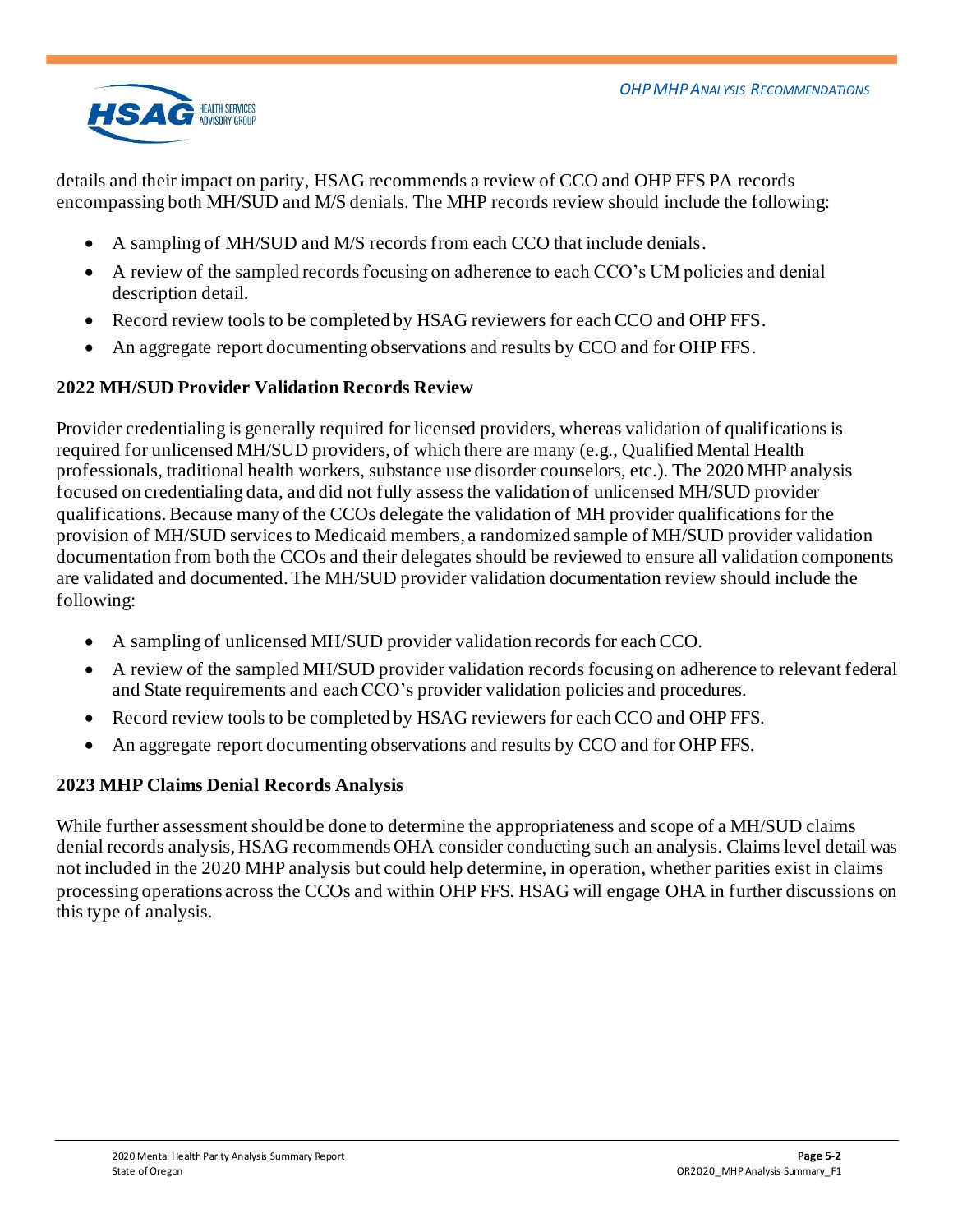details and their impact on parity, HSAG recommends a review of CCO and OHP FFS PA records encompassing both MH/SUD and M/S denials. The MHP records review should include the following:

- A sampling of MH/SUD and M/S records from each CCO that include denials.
- A review of the sampled records focusing on adherence to each CCO's UM policies and denial description detail.
- Record review tools to be completed by HSAG reviewers for each CCO and OHP FFS.
- An aggregate report documenting observations and results by CCO and for OHP FFS.

**2022 MH/SUD Provider Validation Records Review**

Provider credentialing is generally required for licensed providers, whereas validation of qualifications is required for unlicensed MH/SUD providers, of which there are many (e.g., Qualified Mental Health professionals, traditional health workers, substance use disorder counselors, etc.). The 2020 MHP analysis focused on credentialing data, and did not fully assess the validation of unlicensed MH/SUD provider qualifications. Because many of the CCOs delegate the validation of MH provider qualifications for the provision of MH/SUD services to Medicaid members, a randomized sample of MH/SUD provider validation documentation from both the CCOs and their delegates should be reviewed to ensure all validation components are validated and documented. The MH/SUD provider validation documentation review should include the following:

- A sampling of unlicensed MH/SUD provider validation records for each CCO.
- A review of the sampled MH/SUD provider validation records focusing on adherence to relevant federal and State requirements and each CCO's provider validation policies and procedures.
- Record review tools to be completed by HSAG reviewers for each CCO and OHP FFS.
- An aggregate report documenting observations and results by CCO and for OHP FFS.

**2023 MHP Claims Denial Records Analysis**

While further assessment should be done to determine the appropriateness and scope of a MH/SUD claims denial records analysis, HSAG recommends OHA consider conducting such an analysis. Claims level detail was not included in the 2020 MHP analysis but could help determine, in operation, whether parities exist in claims processing operations across the CCOs and within OHP FFS. HSAG will engage OHA in further discussions on this type of analysis.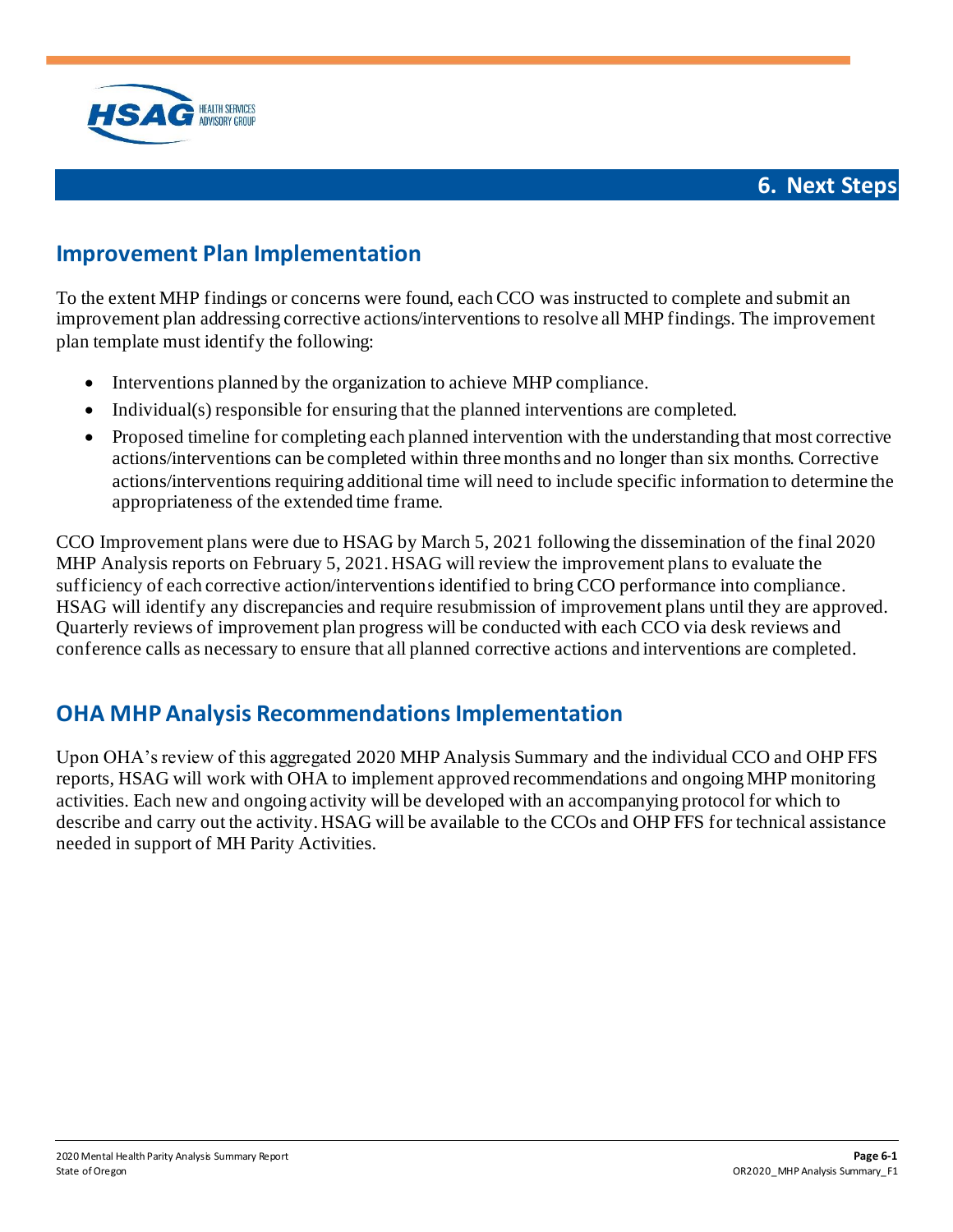# 6. Next Steps

## Improvement Plan Implementation

To the extent MHP findings or concerns were found, each CCO was instructed to complete and submit an improvement plan addressing corrective actions/interventions to resolve all MHP findings. The improvement plan template must identify the following:

- Interventions planned by the organization to achieve MHP compliance.
- Individual(s) responsible for ensuring that the planned interventions are completed.
- Proposed timeline for completing each planned intervention with the understanding that most corrective actions/interventions can be completed within three months and no longer than six months. Corrective actions/interventions requiring additional time will need to include specific information to determine the appropriateness of the extended time frame.

CCO Improvement plans were due to HSAG by March 5, 2021 following the dissemination of the final 2020 MHP Analysis reports on February 5, 2021. HSAG will review the improvement plans to evaluate the sufficiency of each corrective action/interventions identified to bring CCO performance into compliance. HSAG will identify any discrepancies and require resubmission of improvement plans until they are approved. Quarterly reviews of improvement plan progress will be conducted with each CCO via desk reviews and conference calls as necessary to ensure that all planned corrective actions and interventions are completed.

## OHA MHP Analysis Recommendations Implementation

Upon OHA's review of this aggregated 2020 MHP Analysis Summary and the individual CCO and OHP FFS reports, HSAG will work with OHA to implement approved recommendations and ongoing MHP monitoring activities. Each new and ongoing activity will be developed with an accompanying protocol for which to describe and carry out the activity. HSAG will be available to the CCOs and OHP FFS for technical assistance needed in support of MH Parity Activities.